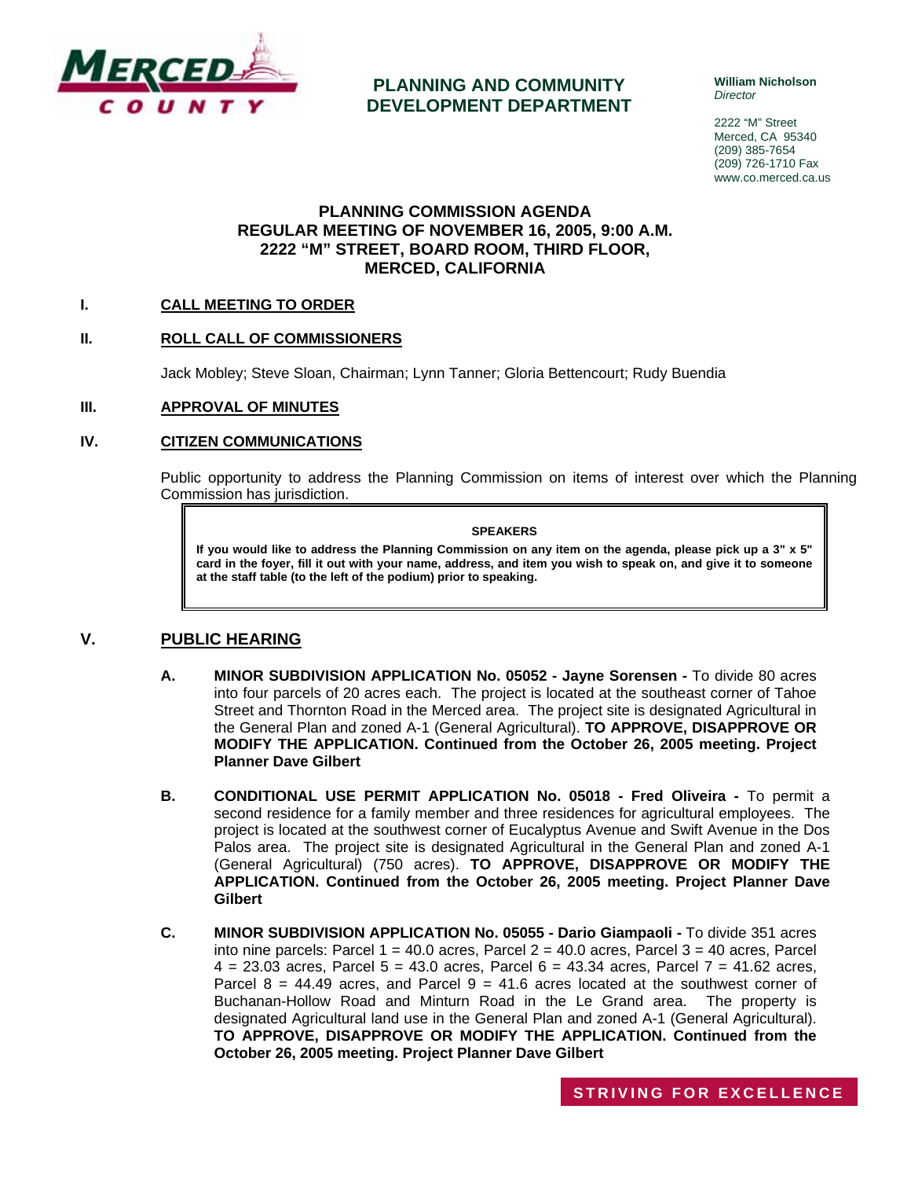**MERCED COUNTY**

## PLANNING AND COMMUNITY DEVELOPMENT DEPARTMENT

**William Nicholson**
*Director*

2222 "M" Street
Merced, CA 95340
(209) 385-7654
(209) 726-1710 Fax
www.co.merced.ca.us

# PLANNING COMMISSION AGENDA
## REGULAR MEETING OF NOVEMBER 16, 2005, 9:00 A.M.
## 2222 "M" STREET, BOARD ROOM, THIRD FLOOR, MERCED, CALIFORNIA

### I. CALL MEETING TO ORDER

### II. ROLL CALL OF COMMISSIONERS

Jack Mobley; Steve Sloan, Chairman; Lynn Tanner; Gloria Bettencourt; Rudy Buendia

### III. APPROVAL OF MINUTES

### IV. CITIZEN COMMUNICATIONS

Public opportunity to address the Planning Commission on items of interest over which the Planning Commission has jurisdiction.

> **SPEAKERS**
>
> **If you would like to address the Planning Commission on any item on the agenda, please pick up a 3" x 5" card in the foyer, fill it out with your name, address, and item you wish to speak on, and give it to someone at the staff table (to the left of the podium) prior to speaking.**

### V. PUBLIC HEARING

**A. MINOR SUBDIVISION APPLICATION No. 05052 - Jayne Sorensen -** To divide 80 acres into four parcels of 20 acres each. The project is located at the southeast corner of Tahoe Street and Thornton Road in the Merced area. The project site is designated Agricultural in the General Plan and zoned A-1 (General Agricultural). **TO APPROVE, DISAPPROVE OR MODIFY THE APPLICATION. Continued from the October 26, 2005 meeting. Project Planner Dave Gilbert**

**B. CONDITIONAL USE PERMIT APPLICATION No. 05018 - Fred Oliveira -** To permit a second residence for a family member and three residences for agricultural employees. The project is located at the southwest corner of Eucalyptus Avenue and Swift Avenue in the Dos Palos area. The project site is designated Agricultural in the General Plan and zoned A-1 (General Agricultural) (750 acres). **TO APPROVE, DISAPPROVE OR MODIFY THE APPLICATION. Continued from the October 26, 2005 meeting. Project Planner Dave Gilbert**

**C. MINOR SUBDIVISION APPLICATION No. 05055 - Dario Giampaoli -** To divide 351 acres into nine parcels: Parcel 1 = 40.0 acres, Parcel 2 = 40.0 acres, Parcel 3 = 40 acres, Parcel 4 = 23.03 acres, Parcel 5 = 43.0 acres, Parcel 6 = 43.34 acres, Parcel 7 = 41.62 acres, Parcel 8 = 44.49 acres, and Parcel 9 = 41.6 acres located at the southwest corner of Buchanan-Hollow Road and Minturn Road in the Le Grand area. The property is designated Agricultural land use in the General Plan and zoned A-1 (General Agricultural). **TO APPROVE, DISAPPROVE OR MODIFY THE APPLICATION. Continued from the October 26, 2005 meeting. Project Planner Dave Gilbert**

**STRIVING FOR EXCELLENCE**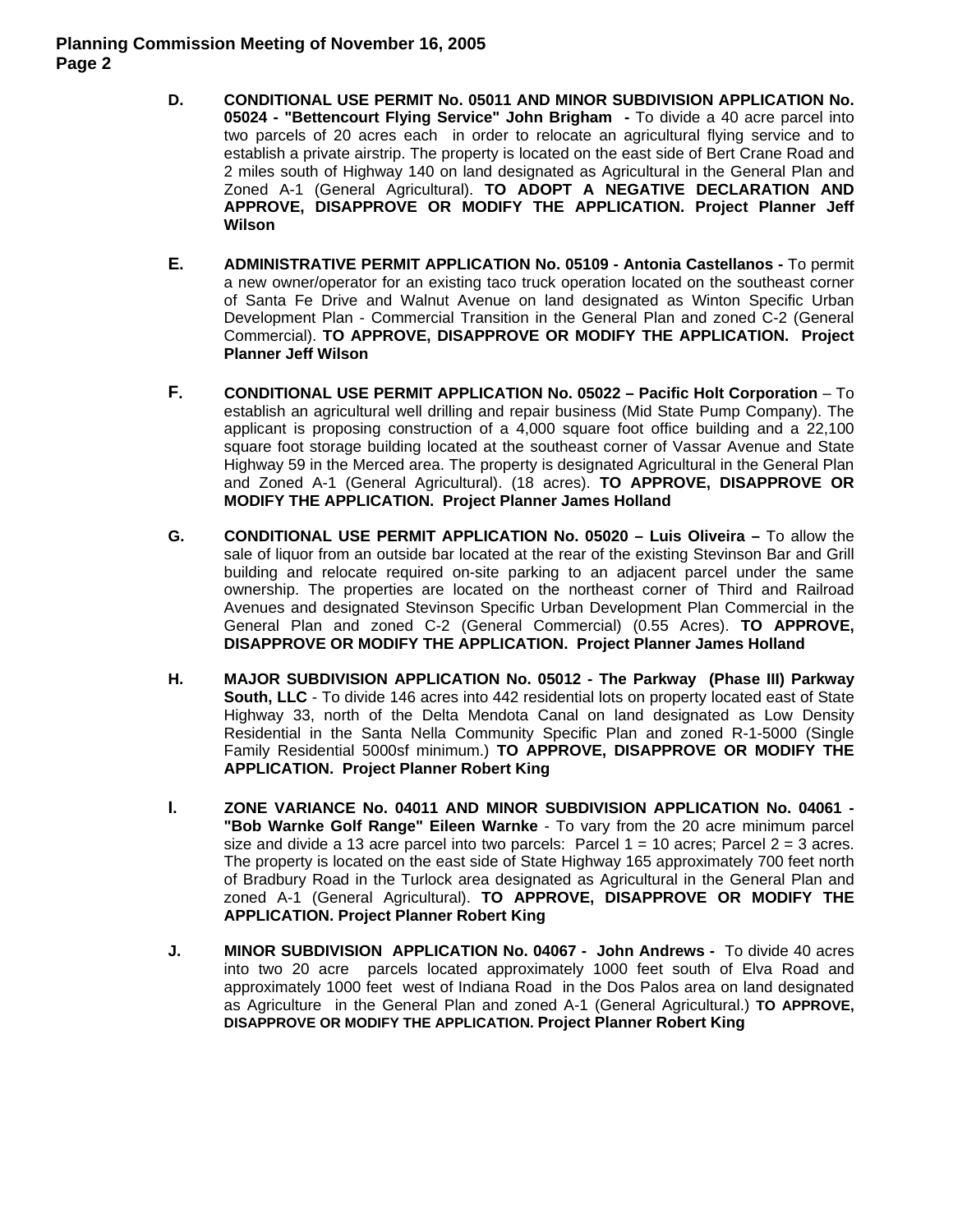D. **CONDITIONAL USE PERMIT No. 05011 AND MINOR SUBDIVISION APPLICATION No. 05024 - "Bettencourt Flying Service" John Brigham -** To divide a 40 acre parcel into two parcels of 20 acres each in order to relocate an agricultural flying service and to establish a private airstrip. The property is located on the east side of Bert Crane Road and 2 miles south of Highway 140 on land designated as Agricultural in the General Plan and Zoned A-1 (General Agricultural). **TO ADOPT A NEGATIVE DECLARATION AND APPROVE, DISAPPROVE OR MODIFY THE APPLICATION. Project Planner Jeff Wilson**

E. **ADMINISTRATIVE PERMIT APPLICATION No. 05109 - Antonia Castellanos -** To permit a new owner/operator for an existing taco truck operation located on the southeast corner of Santa Fe Drive and Walnut Avenue on land designated as Winton Specific Urban Development Plan - Commercial Transition in the General Plan and zoned C-2 (General Commercial). **TO APPROVE, DISAPPROVE OR MODIFY THE APPLICATION. Project Planner Jeff Wilson**

F. **CONDITIONAL USE PERMIT APPLICATION No. 05022 – Pacific Holt Corporation** – To establish an agricultural well drilling and repair business (Mid State Pump Company). The applicant is proposing construction of a 4,000 square foot office building and a 22,100 square foot storage building located at the southeast corner of Vassar Avenue and State Highway 59 in the Merced area. The property is designated Agricultural in the General Plan and Zoned A-1 (General Agricultural). (18 acres). **TO APPROVE, DISAPPROVE OR MODIFY THE APPLICATION. Project Planner James Holland**

G. **CONDITIONAL USE PERMIT APPLICATION No. 05020 – Luis Oliveira –** To allow the sale of liquor from an outside bar located at the rear of the existing Stevinson Bar and Grill building and relocate required on-site parking to an adjacent parcel under the same ownership. The properties are located on the northeast corner of Third and Railroad Avenues and designated Stevinson Specific Urban Development Plan Commercial in the General Plan and zoned C-2 (General Commercial) (0.55 Acres). **TO APPROVE, DISAPPROVE OR MODIFY THE APPLICATION. Project Planner James Holland**

H. **MAJOR SUBDIVISION APPLICATION No. 05012 - The Parkway (Phase III) Parkway South, LLC** - To divide 146 acres into 442 residential lots on property located east of State Highway 33, north of the Delta Mendota Canal on land designated as Low Density Residential in the Santa Nella Community Specific Plan and zoned R-1-5000 (Single Family Residential 5000sf minimum.) **TO APPROVE, DISAPPROVE OR MODIFY THE APPLICATION. Project Planner Robert King**

I. **ZONE VARIANCE No. 04011 AND MINOR SUBDIVISION APPLICATION No. 04061 - "Bob Warnke Golf Range" Eileen Warnke** - To vary from the 20 acre minimum parcel size and divide a 13 acre parcel into two parcels: Parcel 1 = 10 acres; Parcel 2 = 3 acres. The property is located on the east side of State Highway 165 approximately 700 feet north of Bradbury Road in the Turlock area designated as Agricultural in the General Plan and zoned A-1 (General Agricultural). **TO APPROVE, DISAPPROVE OR MODIFY THE APPLICATION. Project Planner Robert King**

J. **MINOR SUBDIVISION APPLICATION No. 04067 - John Andrews -** To divide 40 acres into two 20 acre parcels located approximately 1000 feet south of Elva Road and approximately 1000 feet west of Indiana Road in the Dos Palos area on land designated as Agriculture in the General Plan and zoned A-1 (General Agricultural.) **TO APPROVE, DISAPPROVE OR MODIFY THE APPLICATION. Project Planner Robert King**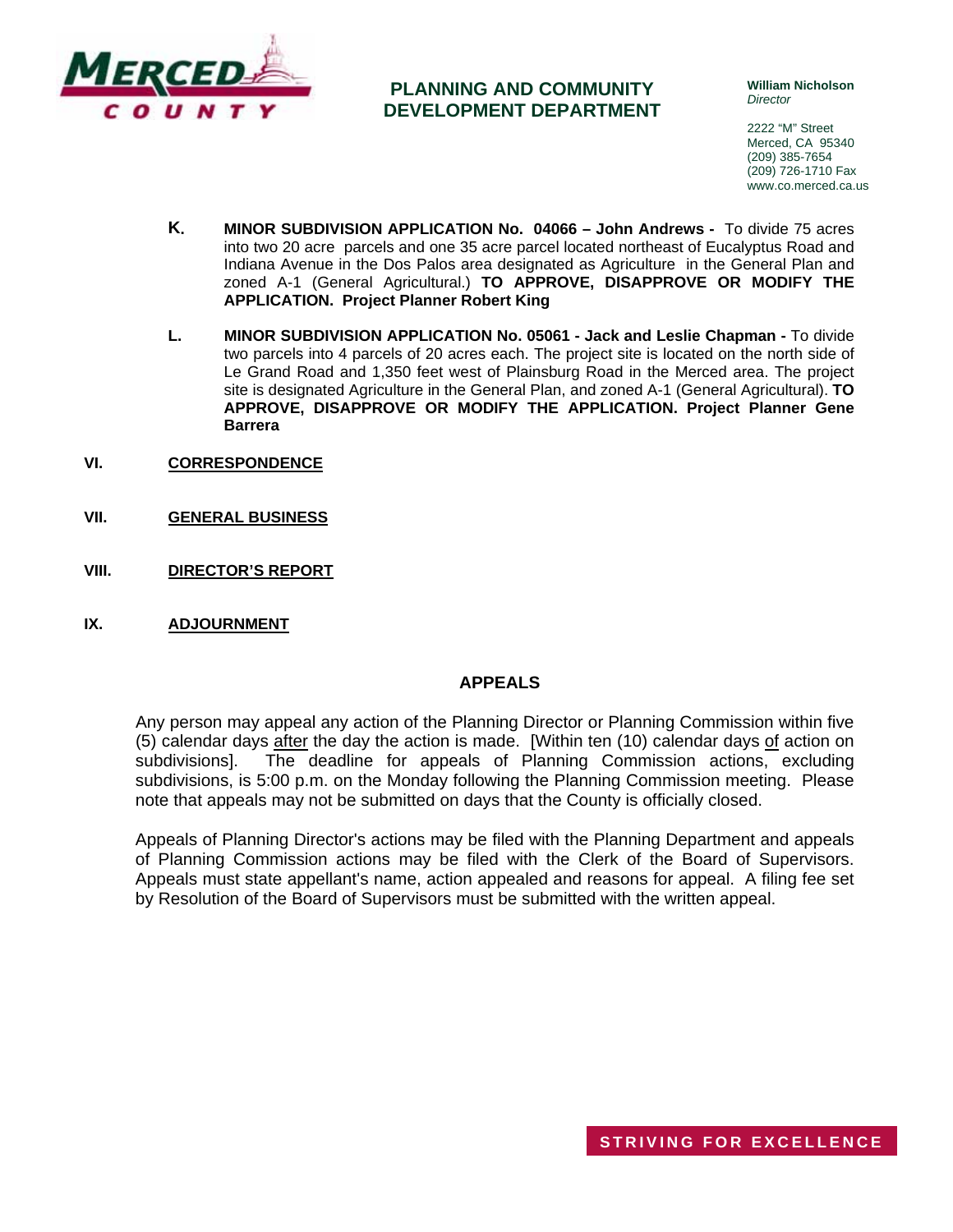K. **MINOR SUBDIVISION APPLICATION No. 04066 – John Andrews -** To divide 75 acres into two 20 acre parcels and one 35 acre parcel located northeast of Eucalyptus Road and Indiana Avenue in the Dos Palos area designated as Agriculture in the General Plan and zoned A-1 (General Agricultural.) **TO APPROVE, DISAPPROVE OR MODIFY THE APPLICATION. Project Planner Robert King**

L. **MINOR SUBDIVISION APPLICATION No. 05061 - Jack and Leslie Chapman -** To divide two parcels into 4 parcels of 20 acres each. The project site is located on the north side of Le Grand Road and 1,350 feet west of Plainsburg Road in the Merced area. The project site is designated Agriculture in the General Plan, and zoned A-1 (General Agricultural). **TO APPROVE, DISAPPROVE OR MODIFY THE APPLICATION. Project Planner Gene Barrera**

VI. **CORRESPONDENCE**

VII. **GENERAL BUSINESS**

VIII. **DIRECTOR'S REPORT**

IX. **ADJOURNMENT**

## APPEALS

Any person may appeal any action of the Planning Director or Planning Commission within five (5) calendar days after the day the action is made. [Within ten (10) calendar days of action on subdivisions]. The deadline for appeals of Planning Commission actions, excluding subdivisions, is 5:00 p.m. on the Monday following the Planning Commission meeting. Please note that appeals may not be submitted on days that the County is officially closed.

Appeals of Planning Director's actions may be filed with the Planning Department and appeals of Planning Commission actions may be filed with the Clerk of the Board of Supervisors. Appeals must state appellant's name, action appealed and reasons for appeal. A filing fee set by Resolution of the Board of Supervisors must be submitted with the written appeal.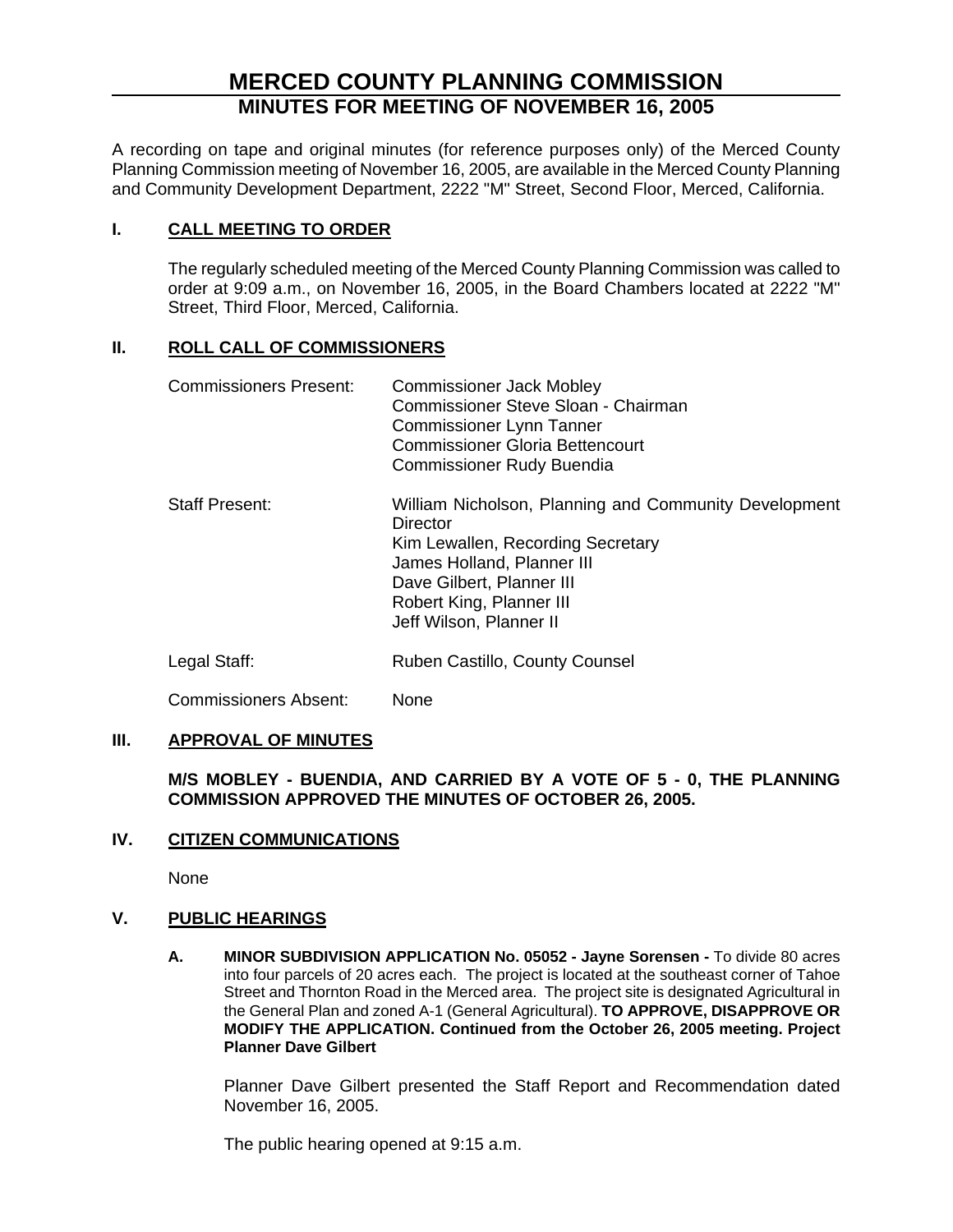# MERCED COUNTY PLANNING COMMISSION
## MINUTES FOR MEETING OF NOVEMBER 16, 2005

A recording on tape and original minutes (for reference purposes only) of the Merced County Planning Commission meeting of November 16, 2005, are available in the Merced County Planning and Community Development Department, 2222 "M" Street, Second Floor, Merced, California.

## I. CALL MEETING TO ORDER

The regularly scheduled meeting of the Merced County Planning Commission was called to order at 9:09 a.m., on November 16, 2005, in the Board Chambers located at 2222 "M" Street, Third Floor, Merced, California.

## II. ROLL CALL OF COMMISSIONERS

| | |
|---|---|
| Commissioners Present: | Commissioner Jack Mobley<br>Commissioner Steve Sloan - Chairman<br>Commissioner Lynn Tanner<br>Commissioner Gloria Bettencourt<br>Commissioner Rudy Buendia |
| Staff Present: | William Nicholson, Planning and Community Development Director<br>Kim Lewallen, Recording Secretary<br>James Holland, Planner III<br>Dave Gilbert, Planner III<br>Robert King, Planner III<br>Jeff Wilson, Planner II |
| Legal Staff: | Ruben Castillo, County Counsel |
| Commissioners Absent: | None |

## III. APPROVAL OF MINUTES

**M/S MOBLEY - BUENDIA, AND CARRIED BY A VOTE OF 5 - 0, THE PLANNING COMMISSION APPROVED THE MINUTES OF OCTOBER 26, 2005.**

## IV. CITIZEN COMMUNICATIONS

None

## V. PUBLIC HEARINGS

**A. MINOR SUBDIVISION APPLICATION No. 05052 - Jayne Sorensen -** To divide 80 acres into four parcels of 20 acres each. The project is located at the southeast corner of Tahoe Street and Thornton Road in the Merced area. The project site is designated Agricultural in the General Plan and zoned A-1 (General Agricultural). **TO APPROVE, DISAPPROVE OR MODIFY THE APPLICATION. Continued from the October 26, 2005 meeting. Project Planner Dave Gilbert**

Planner Dave Gilbert presented the Staff Report and Recommendation dated November 16, 2005.

The public hearing opened at 9:15 a.m.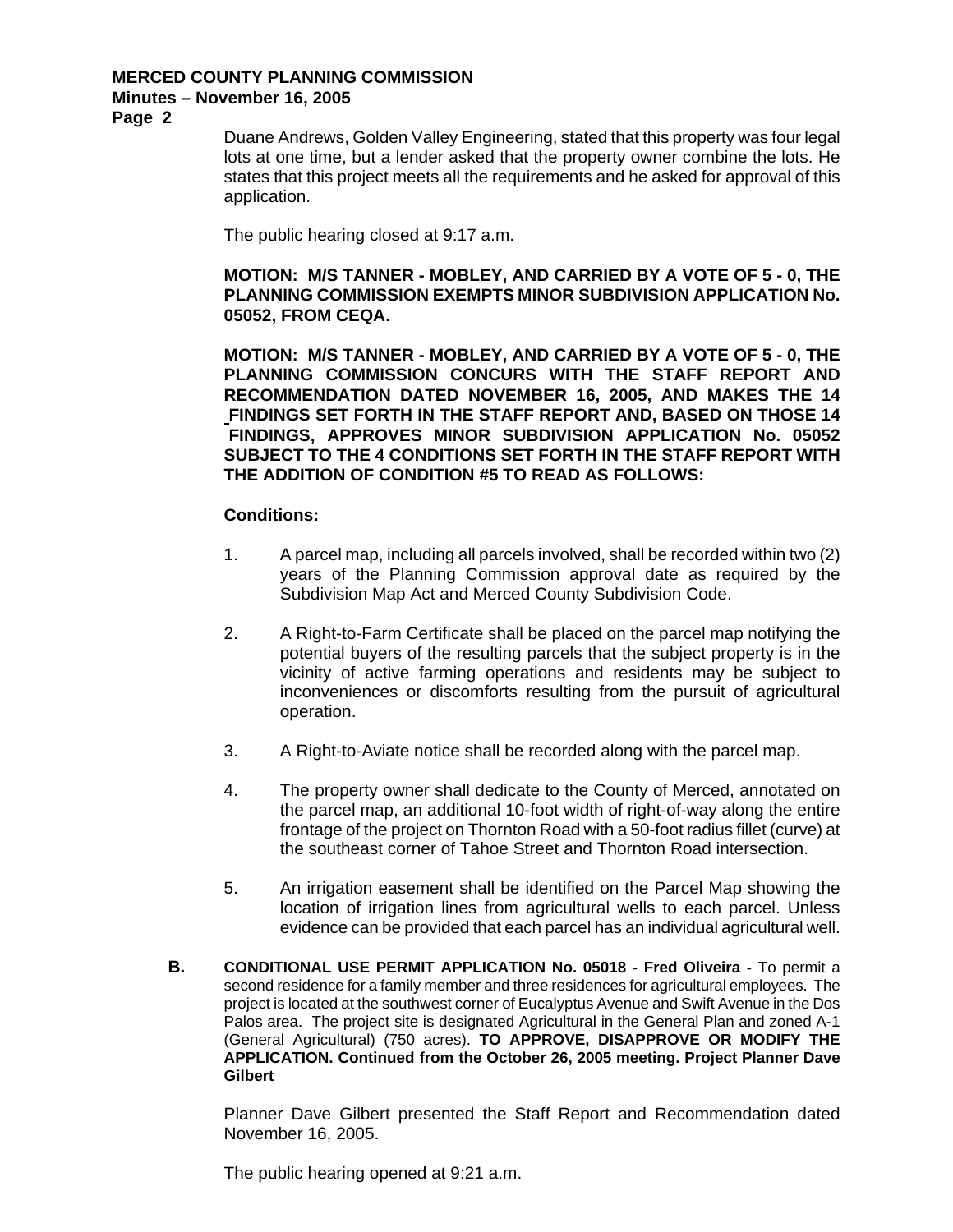Duane Andrews, Golden Valley Engineering, stated that this property was four legal lots at one time, but a lender asked that the property owner combine the lots. He states that this project meets all the requirements and he asked for approval of this application.

The public hearing closed at 9:17 a.m.

**MOTION: M/S TANNER - MOBLEY, AND CARRIED BY A VOTE OF 5 - 0, THE PLANNING COMMISSION EXEMPTS MINOR SUBDIVISION APPLICATION No. 05052, FROM CEQA.**

**MOTION: M/S TANNER - MOBLEY, AND CARRIED BY A VOTE OF 5 - 0, THE PLANNING COMMISSION CONCURS WITH THE STAFF REPORT AND RECOMMENDATION DATED NOVEMBER 16, 2005, AND MAKES THE 14 FINDINGS SET FORTH IN THE STAFF REPORT AND, BASED ON THOSE 14 FINDINGS, APPROVES MINOR SUBDIVISION APPLICATION No. 05052 SUBJECT TO THE 4 CONDITIONS SET FORTH IN THE STAFF REPORT WITH THE ADDITION OF CONDITION #5 TO READ AS FOLLOWS:**

**Conditions:**

1. A parcel map, including all parcels involved, shall be recorded within two (2) years of the Planning Commission approval date as required by the Subdivision Map Act and Merced County Subdivision Code.

2. A Right-to-Farm Certificate shall be placed on the parcel map notifying the potential buyers of the resulting parcels that the subject property is in the vicinity of active farming operations and residents may be subject to inconveniences or discomforts resulting from the pursuit of agricultural operation.

3. A Right-to-Aviate notice shall be recorded along with the parcel map.

4. The property owner shall dedicate to the County of Merced, annotated on the parcel map, an additional 10-foot width of right-of-way along the entire frontage of the project on Thornton Road with a 50-foot radius fillet (curve) at the southeast corner of Tahoe Street and Thornton Road intersection.

5. An irrigation easement shall be identified on the Parcel Map showing the location of irrigation lines from agricultural wells to each parcel. Unless evidence can be provided that each parcel has an individual agricultural well.

**B. CONDITIONAL USE PERMIT APPLICATION No. 05018 - Fred Oliveira -** To permit a second residence for a family member and three residences for agricultural employees. The project is located at the southwest corner of Eucalyptus Avenue and Swift Avenue in the Dos Palos area. The project site is designated Agricultural in the General Plan and zoned A-1 (General Agricultural) (750 acres). **TO APPROVE, DISAPPROVE OR MODIFY THE APPLICATION. Continued from the October 26, 2005 meeting. Project Planner Dave Gilbert**

Planner Dave Gilbert presented the Staff Report and Recommendation dated November 16, 2005.

The public hearing opened at 9:21 a.m.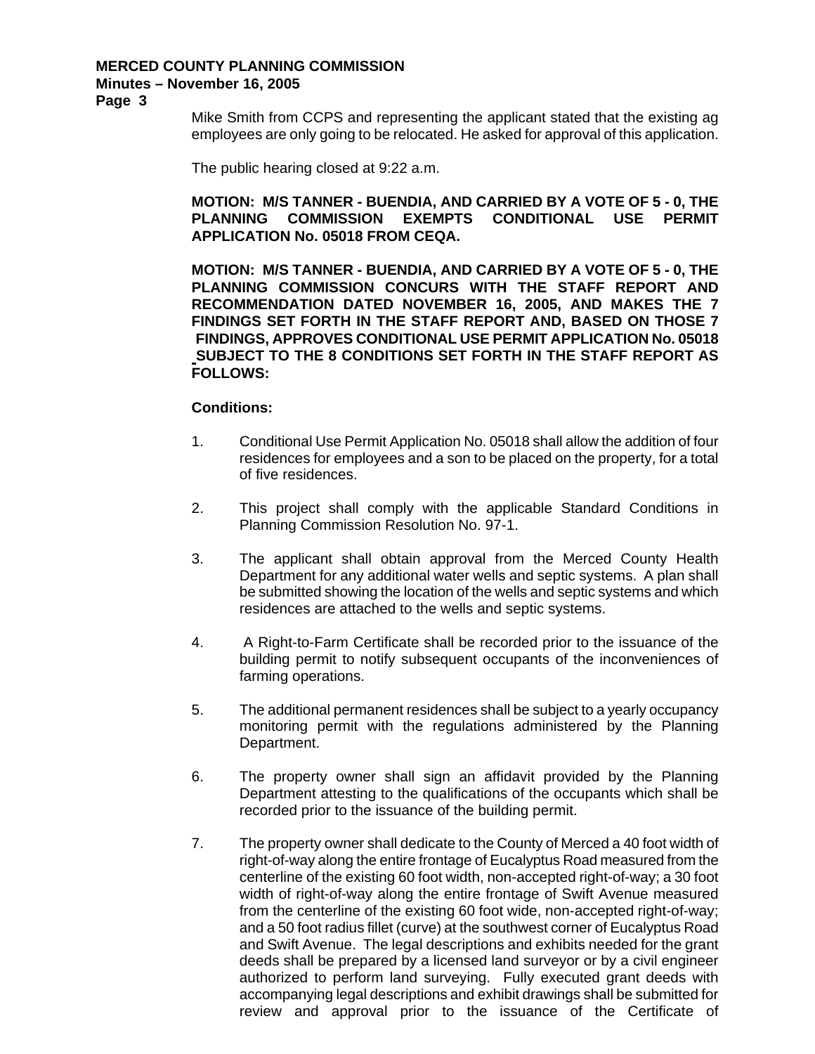Mike Smith from CCPS and representing the applicant stated that the existing ag employees are only going to be relocated. He asked for approval of this application.

The public hearing closed at 9:22 a.m.

**MOTION: M/S TANNER - BUENDIA, AND CARRIED BY A VOTE OF 5 - 0, THE PLANNING COMMISSION EXEMPTS CONDITIONAL USE PERMIT APPLICATION No. 05018 FROM CEQA.**

**MOTION: M/S TANNER - BUENDIA, AND CARRIED BY A VOTE OF 5 - 0, THE PLANNING COMMISSION CONCURS WITH THE STAFF REPORT AND RECOMMENDATION DATED NOVEMBER 16, 2005, AND MAKES THE 7 FINDINGS SET FORTH IN THE STAFF REPORT AND, BASED ON THOSE 7 FINDINGS, APPROVES CONDITIONAL USE PERMIT APPLICATION No. 05018 SUBJECT TO THE 8 CONDITIONS SET FORTH IN THE STAFF REPORT AS FOLLOWS:**

**Conditions:**

1. Conditional Use Permit Application No. 05018 shall allow the addition of four residences for employees and a son to be placed on the property, for a total of five residences.

2. This project shall comply with the applicable Standard Conditions in Planning Commission Resolution No. 97-1.

3. The applicant shall obtain approval from the Merced County Health Department for any additional water wells and septic systems. A plan shall be submitted showing the location of the wells and septic systems and which residences are attached to the wells and septic systems.

4. A Right-to-Farm Certificate shall be recorded prior to the issuance of the building permit to notify subsequent occupants of the inconveniences of farming operations.

5. The additional permanent residences shall be subject to a yearly occupancy monitoring permit with the regulations administered by the Planning Department.

6. The property owner shall sign an affidavit provided by the Planning Department attesting to the qualifications of the occupants which shall be recorded prior to the issuance of the building permit.

7. The property owner shall dedicate to the County of Merced a 40 foot width of right-of-way along the entire frontage of Eucalyptus Road measured from the centerline of the existing 60 foot width, non-accepted right-of-way; a 30 foot width of right-of-way along the entire frontage of Swift Avenue measured from the centerline of the existing 60 foot wide, non-accepted right-of-way; and a 50 foot radius fillet (curve) at the southwest corner of Eucalyptus Road and Swift Avenue. The legal descriptions and exhibits needed for the grant deeds shall be prepared by a licensed land surveyor or by a civil engineer authorized to perform land surveying. Fully executed grant deeds with accompanying legal descriptions and exhibit drawings shall be submitted for review and approval prior to the issuance of the Certificate of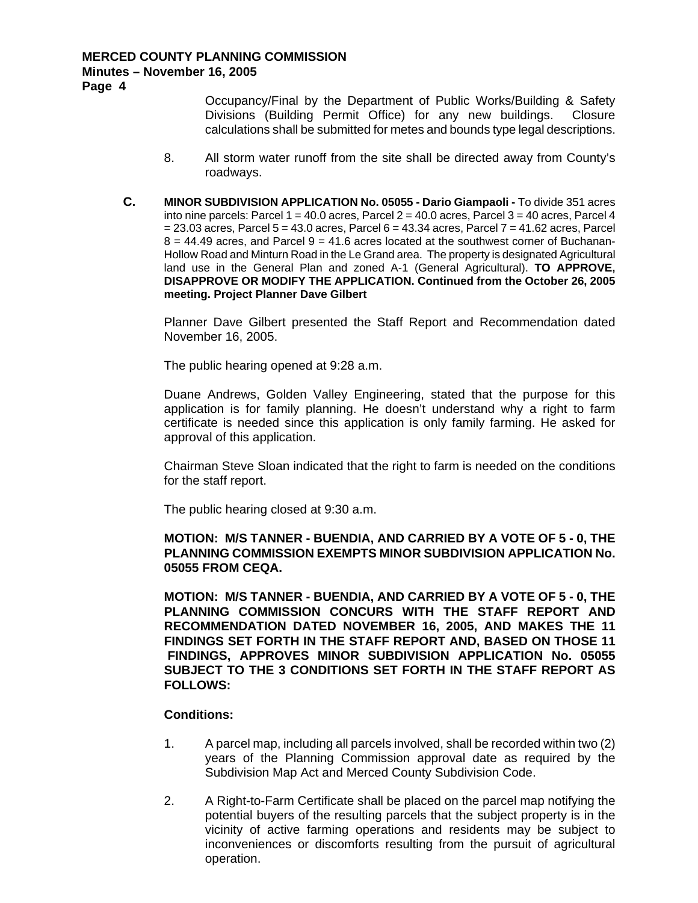Occupancy/Final by the Department of Public Works/Building & Safety Divisions (Building Permit Office) for any new buildings. Closure calculations shall be submitted for metes and bounds type legal descriptions.

8. All storm water runoff from the site shall be directed away from County's roadways.

**C. MINOR SUBDIVISION APPLICATION No. 05055 - Dario Giampaoli -** To divide 351 acres into nine parcels: Parcel 1 = 40.0 acres, Parcel 2 = 40.0 acres, Parcel 3 = 40 acres, Parcel 4 = 23.03 acres, Parcel 5 = 43.0 acres, Parcel 6 = 43.34 acres, Parcel 7 = 41.62 acres, Parcel 8 = 44.49 acres, and Parcel 9 = 41.6 acres located at the southwest corner of Buchanan-Hollow Road and Minturn Road in the Le Grand area. The property is designated Agricultural land use in the General Plan and zoned A-1 (General Agricultural). **TO APPROVE, DISAPPROVE OR MODIFY THE APPLICATION. Continued from the October 26, 2005 meeting. Project Planner Dave Gilbert**

Planner Dave Gilbert presented the Staff Report and Recommendation dated November 16, 2005.

The public hearing opened at 9:28 a.m.

Duane Andrews, Golden Valley Engineering, stated that the purpose for this application is for family planning. He doesn't understand why a right to farm certificate is needed since this application is only family farming. He asked for approval of this application.

Chairman Steve Sloan indicated that the right to farm is needed on the conditions for the staff report.

The public hearing closed at 9:30 a.m.

**MOTION: M/S TANNER - BUENDIA, AND CARRIED BY A VOTE OF 5 - 0, THE PLANNING COMMISSION EXEMPTS MINOR SUBDIVISION APPLICATION No. 05055 FROM CEQA.**

**MOTION: M/S TANNER - BUENDIA, AND CARRIED BY A VOTE OF 5 - 0, THE PLANNING COMMISSION CONCURS WITH THE STAFF REPORT AND RECOMMENDATION DATED NOVEMBER 16, 2005, AND MAKES THE 11 FINDINGS SET FORTH IN THE STAFF REPORT AND, BASED ON THOSE 11 FINDINGS, APPROVES MINOR SUBDIVISION APPLICATION No. 05055 SUBJECT TO THE 3 CONDITIONS SET FORTH IN THE STAFF REPORT AS FOLLOWS:**

**Conditions:**

1. A parcel map, including all parcels involved, shall be recorded within two (2) years of the Planning Commission approval date as required by the Subdivision Map Act and Merced County Subdivision Code.

2. A Right-to-Farm Certificate shall be placed on the parcel map notifying the potential buyers of the resulting parcels that the subject property is in the vicinity of active farming operations and residents may be subject to inconveniences or discomforts resulting from the pursuit of agricultural operation.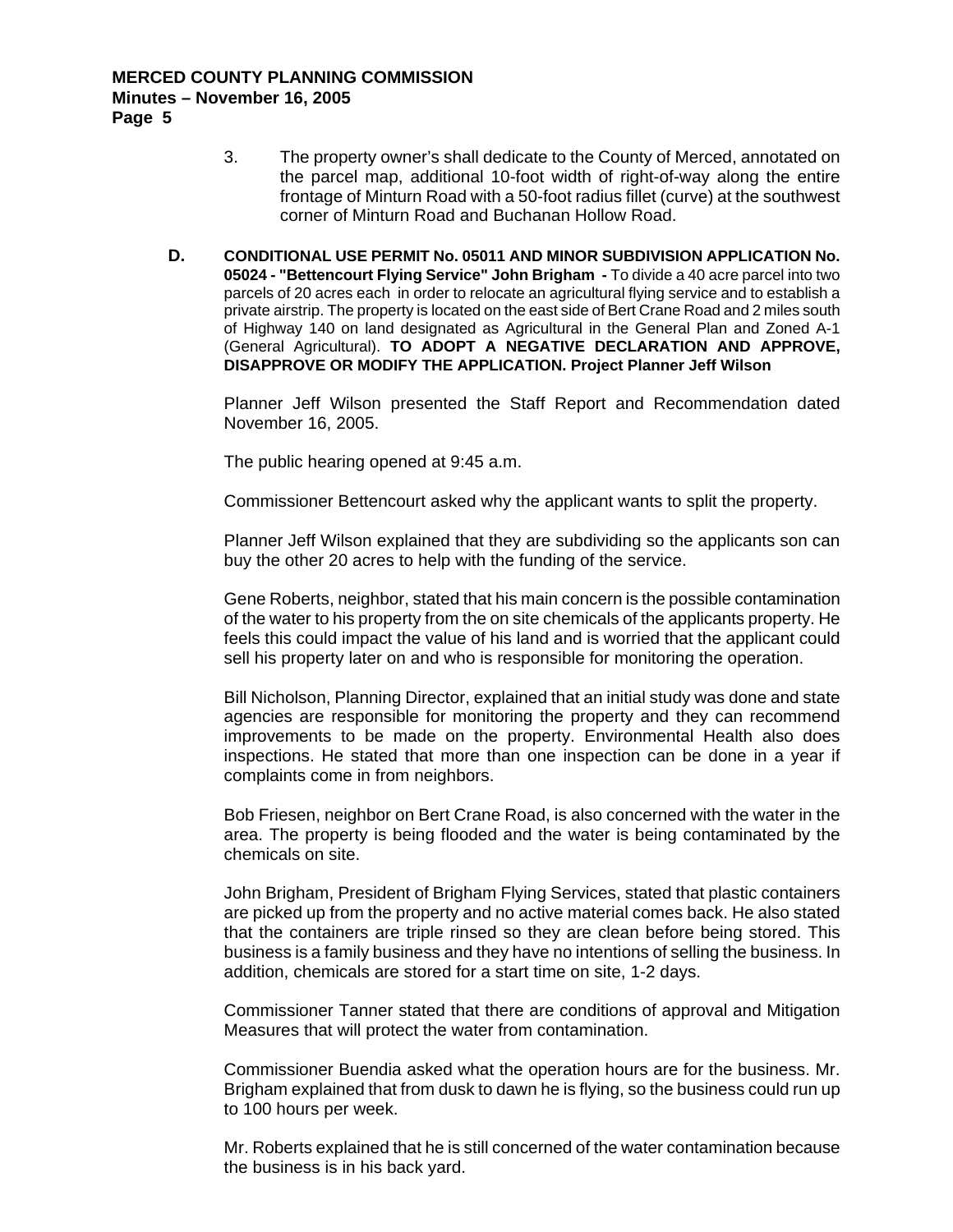3. The property owner's shall dedicate to the County of Merced, annotated on the parcel map, additional 10-foot width of right-of-way along the entire frontage of Minturn Road with a 50-foot radius fillet (curve) at the southwest corner of Minturn Road and Buchanan Hollow Road.

**D. CONDITIONAL USE PERMIT No. 05011 AND MINOR SUBDIVISION APPLICATION No. 05024 - "Bettencourt Flying Service" John Brigham -** To divide a 40 acre parcel into two parcels of 20 acres each in order to relocate an agricultural flying service and to establish a private airstrip. The property is located on the east side of Bert Crane Road and 2 miles south of Highway 140 on land designated as Agricultural in the General Plan and Zoned A-1 (General Agricultural). **TO ADOPT A NEGATIVE DECLARATION AND APPROVE, DISAPPROVE OR MODIFY THE APPLICATION. Project Planner Jeff Wilson**

Planner Jeff Wilson presented the Staff Report and Recommendation dated November 16, 2005.

The public hearing opened at 9:45 a.m.

Commissioner Bettencourt asked why the applicant wants to split the property.

Planner Jeff Wilson explained that they are subdividing so the applicants son can buy the other 20 acres to help with the funding of the service.

Gene Roberts, neighbor, stated that his main concern is the possible contamination of the water to his property from the on site chemicals of the applicants property. He feels this could impact the value of his land and is worried that the applicant could sell his property later on and who is responsible for monitoring the operation.

Bill Nicholson, Planning Director, explained that an initial study was done and state agencies are responsible for monitoring the property and they can recommend improvements to be made on the property. Environmental Health also does inspections. He stated that more than one inspection can be done in a year if complaints come in from neighbors.

Bob Friesen, neighbor on Bert Crane Road, is also concerned with the water in the area. The property is being flooded and the water is being contaminated by the chemicals on site.

John Brigham, President of Brigham Flying Services, stated that plastic containers are picked up from the property and no active material comes back. He also stated that the containers are triple rinsed so they are clean before being stored. This business is a family business and they have no intentions of selling the business. In addition, chemicals are stored for a start time on site, 1-2 days.

Commissioner Tanner stated that there are conditions of approval and Mitigation Measures that will protect the water from contamination.

Commissioner Buendia asked what the operation hours are for the business. Mr. Brigham explained that from dusk to dawn he is flying, so the business could run up to 100 hours per week.

Mr. Roberts explained that he is still concerned of the water contamination because the business is in his back yard.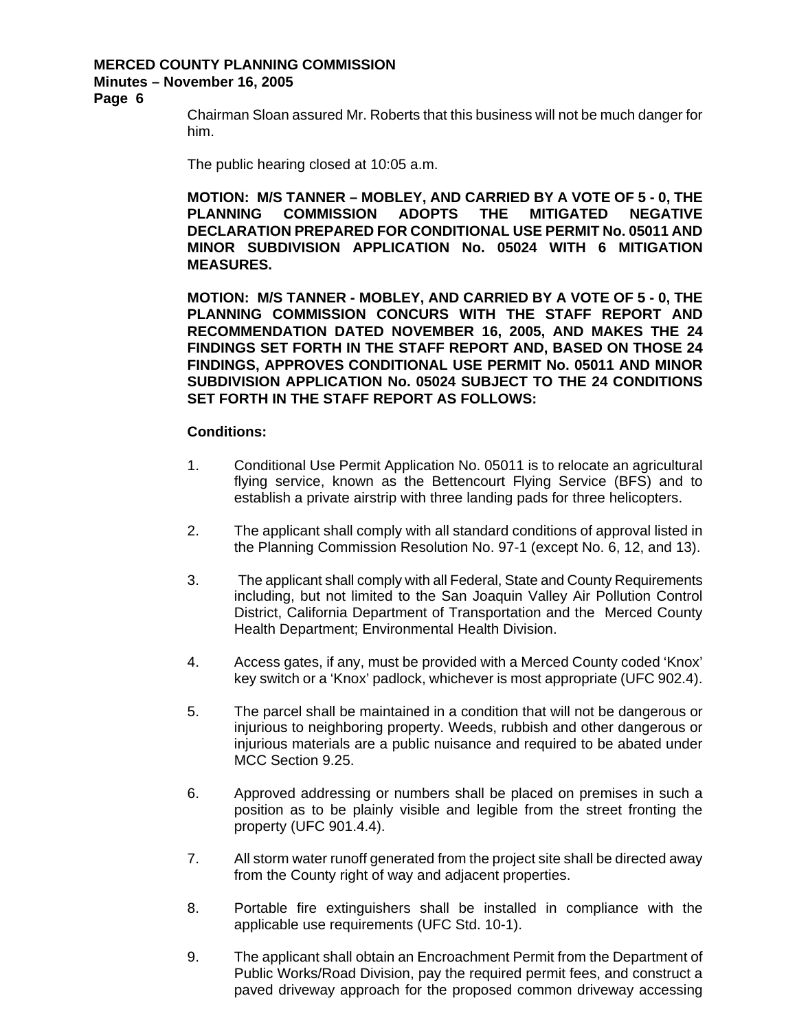Chairman Sloan assured Mr. Roberts that this business will not be much danger for him.

The public hearing closed at 10:05 a.m.

**MOTION: M/S TANNER – MOBLEY, AND CARRIED BY A VOTE OF 5 - 0, THE PLANNING COMMISSION ADOPTS THE MITIGATED NEGATIVE DECLARATION PREPARED FOR CONDITIONAL USE PERMIT No. 05011 AND MINOR SUBDIVISION APPLICATION No. 05024 WITH 6 MITIGATION MEASURES.**

**MOTION: M/S TANNER - MOBLEY, AND CARRIED BY A VOTE OF 5 - 0, THE PLANNING COMMISSION CONCURS WITH THE STAFF REPORT AND RECOMMENDATION DATED NOVEMBER 16, 2005, AND MAKES THE 24 FINDINGS SET FORTH IN THE STAFF REPORT AND, BASED ON THOSE 24 FINDINGS, APPROVES CONDITIONAL USE PERMIT No. 05011 AND MINOR SUBDIVISION APPLICATION No. 05024 SUBJECT TO THE 24 CONDITIONS SET FORTH IN THE STAFF REPORT AS FOLLOWS:**

**Conditions:**

1. Conditional Use Permit Application No. 05011 is to relocate an agricultural flying service, known as the Bettencourt Flying Service (BFS) and to establish a private airstrip with three landing pads for three helicopters.

2. The applicant shall comply with all standard conditions of approval listed in the Planning Commission Resolution No. 97-1 (except No. 6, 12, and 13).

3. The applicant shall comply with all Federal, State and County Requirements including, but not limited to the San Joaquin Valley Air Pollution Control District, California Department of Transportation and the Merced County Health Department; Environmental Health Division.

4. Access gates, if any, must be provided with a Merced County coded 'Knox' key switch or a 'Knox' padlock, whichever is most appropriate (UFC 902.4).

5. The parcel shall be maintained in a condition that will not be dangerous or injurious to neighboring property. Weeds, rubbish and other dangerous or injurious materials are a public nuisance and required to be abated under MCC Section 9.25.

6. Approved addressing or numbers shall be placed on premises in such a position as to be plainly visible and legible from the street fronting the property (UFC 901.4.4).

7. All storm water runoff generated from the project site shall be directed away from the County right of way and adjacent properties.

8. Portable fire extinguishers shall be installed in compliance with the applicable use requirements (UFC Std. 10-1).

9. The applicant shall obtain an Encroachment Permit from the Department of Public Works/Road Division, pay the required permit fees, and construct a paved driveway approach for the proposed common driveway accessing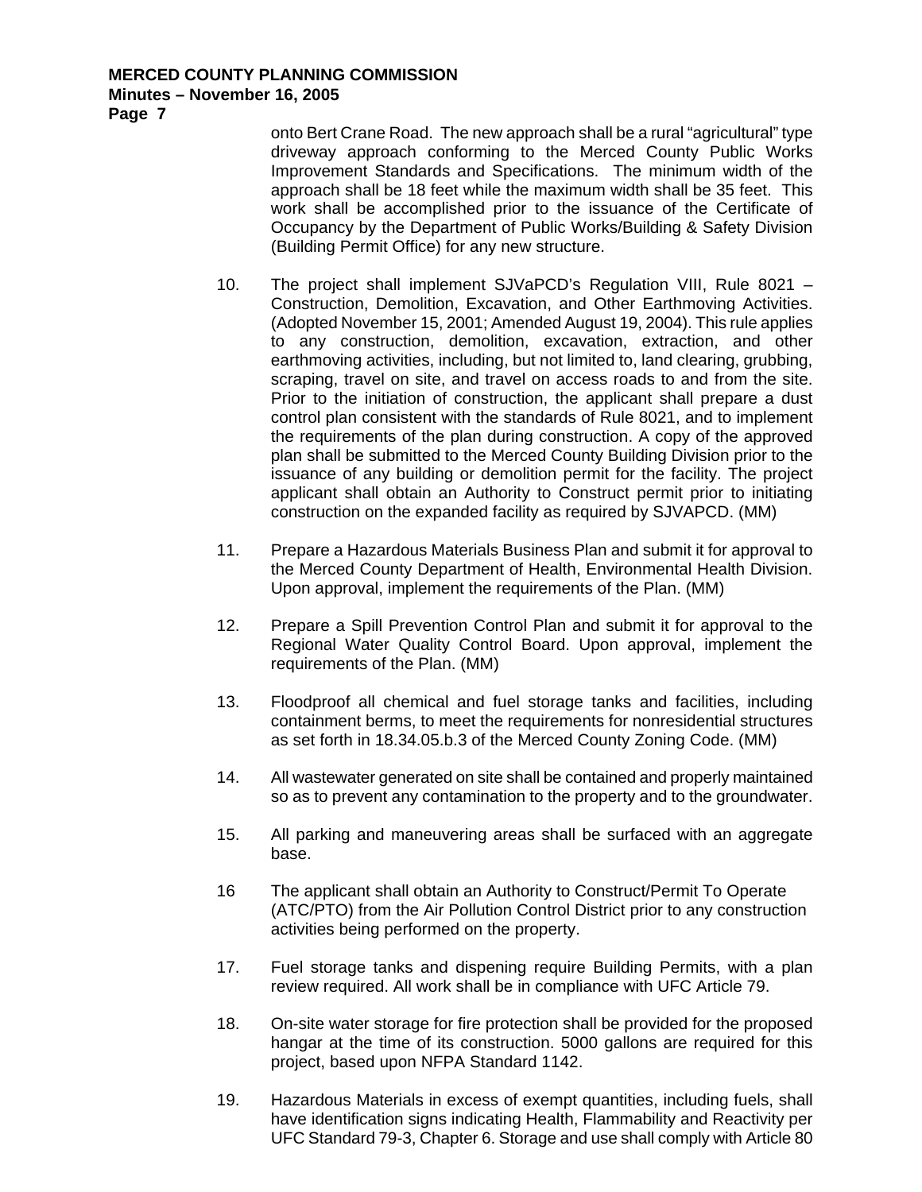onto Bert Crane Road. The new approach shall be a rural "agricultural" type driveway approach conforming to the Merced County Public Works Improvement Standards and Specifications. The minimum width of the approach shall be 18 feet while the maximum width shall be 35 feet. This work shall be accomplished prior to the issuance of the Certificate of Occupancy by the Department of Public Works/Building & Safety Division (Building Permit Office) for any new structure.

10. The project shall implement SJVaPCD's Regulation VIII, Rule 8021 – Construction, Demolition, Excavation, and Other Earthmoving Activities. (Adopted November 15, 2001; Amended August 19, 2004). This rule applies to any construction, demolition, excavation, extraction, and other earthmoving activities, including, but not limited to, land clearing, grubbing, scraping, travel on site, and travel on access roads to and from the site. Prior to the initiation of construction, the applicant shall prepare a dust control plan consistent with the standards of Rule 8021, and to implement the requirements of the plan during construction. A copy of the approved plan shall be submitted to the Merced County Building Division prior to the issuance of any building or demolition permit for the facility. The project applicant shall obtain an Authority to Construct permit prior to initiating construction on the expanded facility as required by SJVAPCD. (MM)

11. Prepare a Hazardous Materials Business Plan and submit it for approval to the Merced County Department of Health, Environmental Health Division. Upon approval, implement the requirements of the Plan. (MM)

12. Prepare a Spill Prevention Control Plan and submit it for approval to the Regional Water Quality Control Board. Upon approval, implement the requirements of the Plan. (MM)

13. Floodproof all chemical and fuel storage tanks and facilities, including containment berms, to meet the requirements for nonresidential structures as set forth in 18.34.05.b.3 of the Merced County Zoning Code. (MM)

14. All wastewater generated on site shall be contained and properly maintained so as to prevent any contamination to the property and to the groundwater.

15. All parking and maneuvering areas shall be surfaced with an aggregate base.

16 The applicant shall obtain an Authority to Construct/Permit To Operate (ATC/PTO) from the Air Pollution Control District prior to any construction activities being performed on the property.

17. Fuel storage tanks and dispening require Building Permits, with a plan review required. All work shall be in compliance with UFC Article 79.

18. On-site water storage for fire protection shall be provided for the proposed hangar at the time of its construction. 5000 gallons are required for this project, based upon NFPA Standard 1142.

19. Hazardous Materials in excess of exempt quantities, including fuels, shall have identification signs indicating Health, Flammability and Reactivity per UFC Standard 79-3, Chapter 6. Storage and use shall comply with Article 80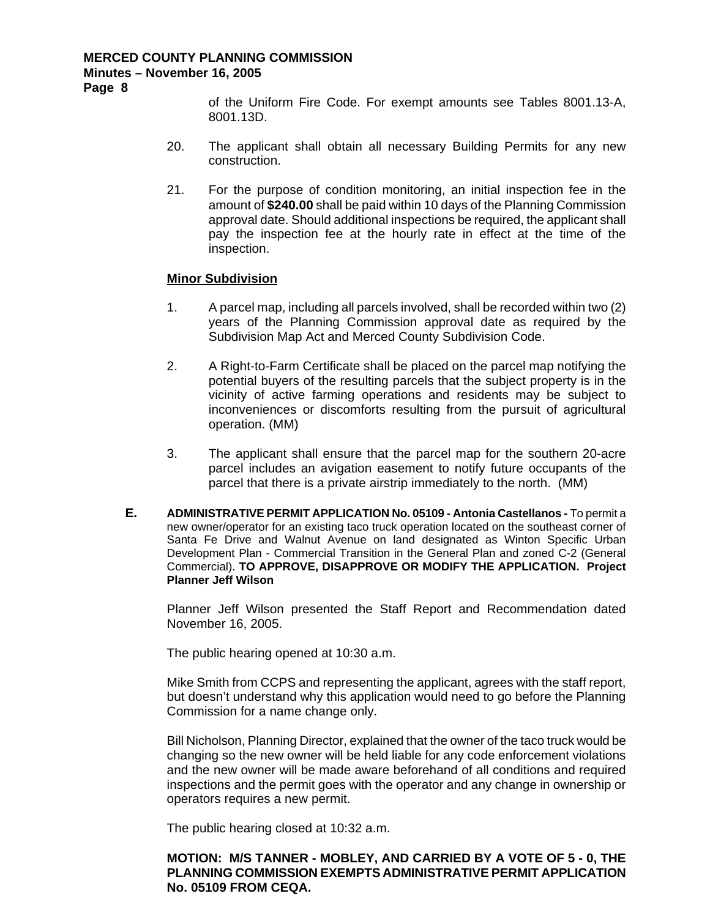of the Uniform Fire Code. For exempt amounts see Tables 8001.13-A, 8001.13D.

20. The applicant shall obtain all necessary Building Permits for any new construction.

21. For the purpose of condition monitoring, an initial inspection fee in the amount of **$240.00** shall be paid within 10 days of the Planning Commission approval date. Should additional inspections be required, the applicant shall pay the inspection fee at the hourly rate in effect at the time of the inspection.

**Minor Subdivision**

1. A parcel map, including all parcels involved, shall be recorded within two (2) years of the Planning Commission approval date as required by the Subdivision Map Act and Merced County Subdivision Code.

2. A Right-to-Farm Certificate shall be placed on the parcel map notifying the potential buyers of the resulting parcels that the subject property is in the vicinity of active farming operations and residents may be subject to inconveniences or discomforts resulting from the pursuit of agricultural operation. (MM)

3. The applicant shall ensure that the parcel map for the southern 20-acre parcel includes an avigation easement to notify future occupants of the parcel that there is a private airstrip immediately to the north. (MM)

**E.** **ADMINISTRATIVE PERMIT APPLICATION No. 05109 - Antonia Castellanos -** To permit a new owner/operator for an existing taco truck operation located on the southeast corner of Santa Fe Drive and Walnut Avenue on land designated as Winton Specific Urban Development Plan - Commercial Transition in the General Plan and zoned C-2 (General Commercial). **TO APPROVE, DISAPPROVE OR MODIFY THE APPLICATION. Project Planner Jeff Wilson**

Planner Jeff Wilson presented the Staff Report and Recommendation dated November 16, 2005.

The public hearing opened at 10:30 a.m.

Mike Smith from CCPS and representing the applicant, agrees with the staff report, but doesn't understand why this application would need to go before the Planning Commission for a name change only.

Bill Nicholson, Planning Director, explained that the owner of the taco truck would be changing so the new owner will be held liable for any code enforcement violations and the new owner will be made aware beforehand of all conditions and required inspections and the permit goes with the operator and any change in ownership or operators requires a new permit.

The public hearing closed at 10:32 a.m.

**MOTION: M/S TANNER - MOBLEY, AND CARRIED BY A VOTE OF 5 - 0, THE PLANNING COMMISSION EXEMPTS ADMINISTRATIVE PERMIT APPLICATION No. 05109 FROM CEQA.**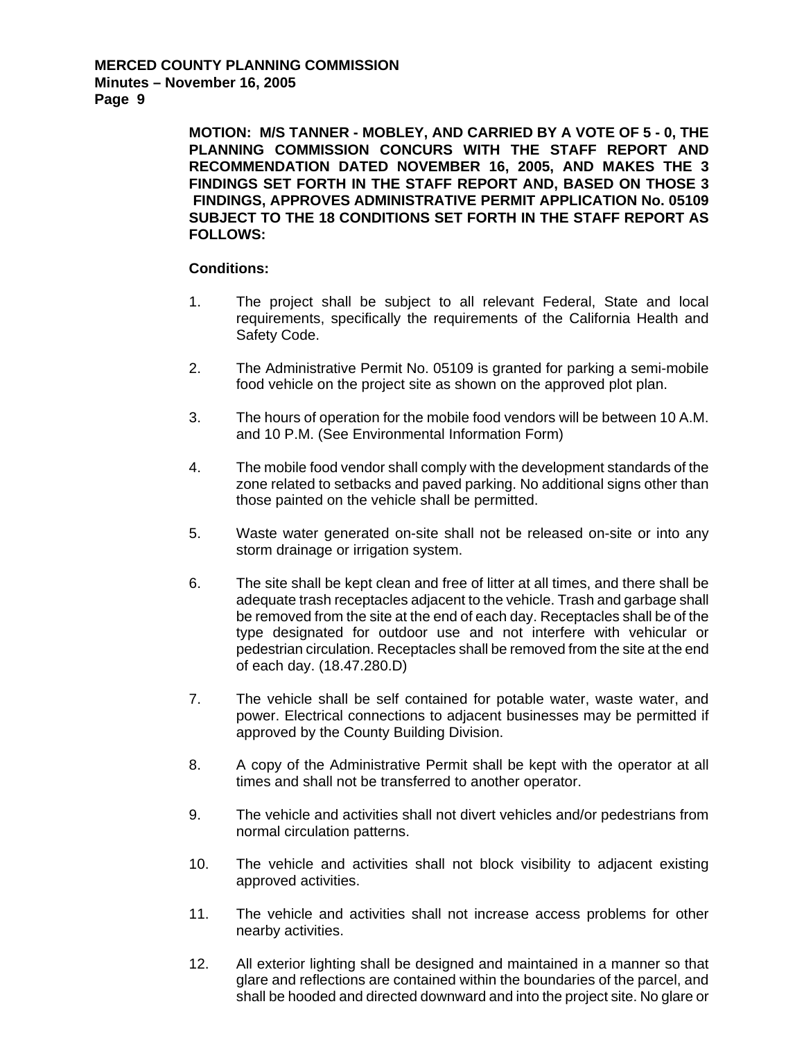**MOTION: M/S TANNER - MOBLEY, AND CARRIED BY A VOTE OF 5 - 0, THE PLANNING COMMISSION CONCURS WITH THE STAFF REPORT AND RECOMMENDATION DATED NOVEMBER 16, 2005, AND MAKES THE 3 FINDINGS SET FORTH IN THE STAFF REPORT AND, BASED ON THOSE 3 FINDINGS, APPROVES ADMINISTRATIVE PERMIT APPLICATION No. 05109 SUBJECT TO THE 18 CONDITIONS SET FORTH IN THE STAFF REPORT AS FOLLOWS:**

**Conditions:**

1. The project shall be subject to all relevant Federal, State and local requirements, specifically the requirements of the California Health and Safety Code.

2. The Administrative Permit No. 05109 is granted for parking a semi-mobile food vehicle on the project site as shown on the approved plot plan.

3. The hours of operation for the mobile food vendors will be between 10 A.M. and 10 P.M. (See Environmental Information Form)

4. The mobile food vendor shall comply with the development standards of the zone related to setbacks and paved parking. No additional signs other than those painted on the vehicle shall be permitted.

5. Waste water generated on-site shall not be released on-site or into any storm drainage or irrigation system.

6. The site shall be kept clean and free of litter at all times, and there shall be adequate trash receptacles adjacent to the vehicle. Trash and garbage shall be removed from the site at the end of each day. Receptacles shall be of the type designated for outdoor use and not interfere with vehicular or pedestrian circulation. Receptacles shall be removed from the site at the end of each day. (18.47.280.D)

7. The vehicle shall be self contained for potable water, waste water, and power. Electrical connections to adjacent businesses may be permitted if approved by the County Building Division.

8. A copy of the Administrative Permit shall be kept with the operator at all times and shall not be transferred to another operator.

9. The vehicle and activities shall not divert vehicles and/or pedestrians from normal circulation patterns.

10. The vehicle and activities shall not block visibility to adjacent existing approved activities.

11. The vehicle and activities shall not increase access problems for other nearby activities.

12. All exterior lighting shall be designed and maintained in a manner so that glare and reflections are contained within the boundaries of the parcel, and shall be hooded and directed downward and into the project site. No glare or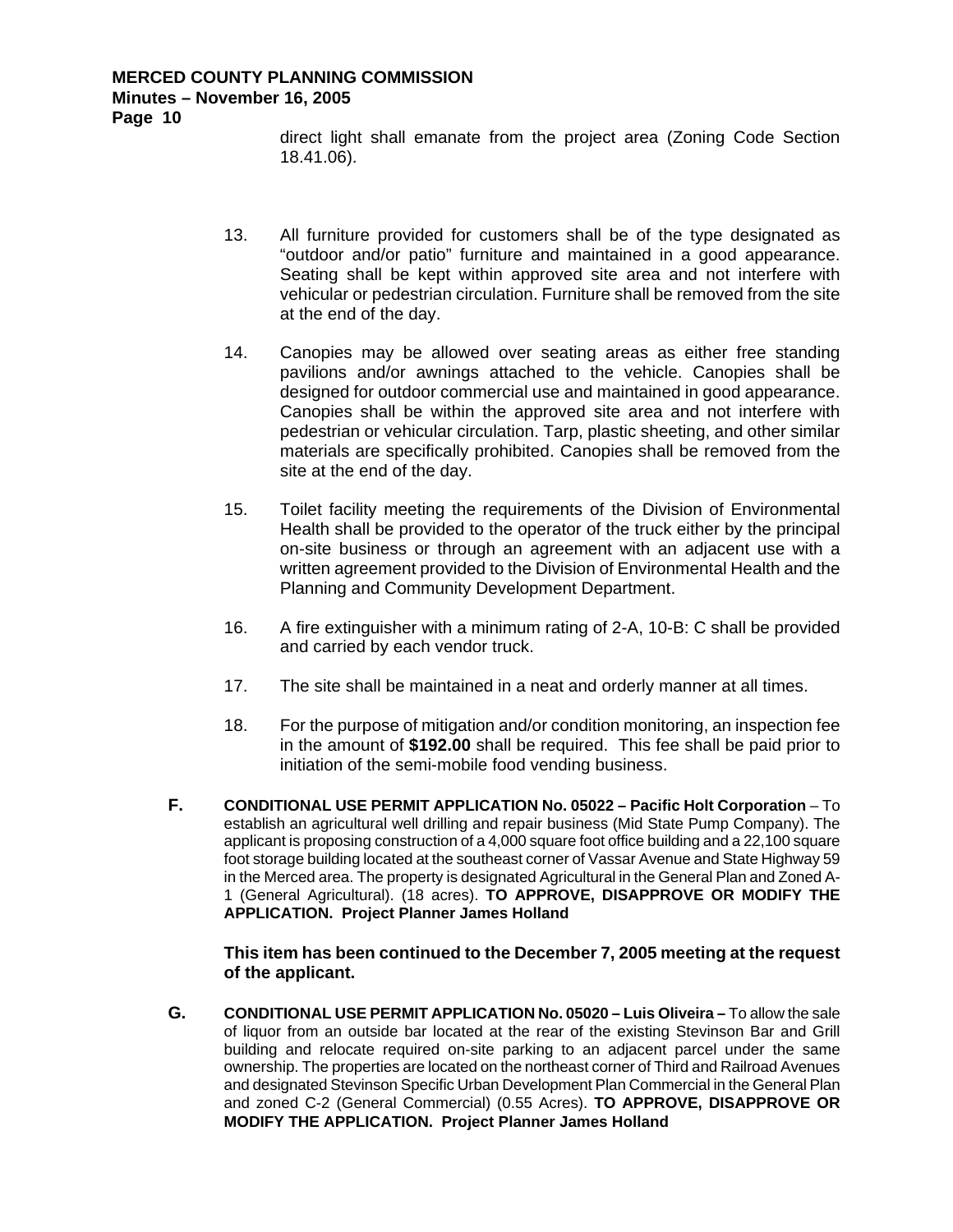direct light shall emanate from the project area (Zoning Code Section 18.41.06).

13. All furniture provided for customers shall be of the type designated as "outdoor and/or patio" furniture and maintained in a good appearance. Seating shall be kept within approved site area and not interfere with vehicular or pedestrian circulation. Furniture shall be removed from the site at the end of the day.

14. Canopies may be allowed over seating areas as either free standing pavilions and/or awnings attached to the vehicle. Canopies shall be designed for outdoor commercial use and maintained in good appearance. Canopies shall be within the approved site area and not interfere with pedestrian or vehicular circulation. Tarp, plastic sheeting, and other similar materials are specifically prohibited. Canopies shall be removed from the site at the end of the day.

15. Toilet facility meeting the requirements of the Division of Environmental Health shall be provided to the operator of the truck either by the principal on-site business or through an agreement with an adjacent use with a written agreement provided to the Division of Environmental Health and the Planning and Community Development Department.

16. A fire extinguisher with a minimum rating of 2-A, 10-B: C shall be provided and carried by each vendor truck.

17. The site shall be maintained in a neat and orderly manner at all times.

18. For the purpose of mitigation and/or condition monitoring, an inspection fee in the amount of **$192.00** shall be required. This fee shall be paid prior to initiation of the semi-mobile food vending business.

**F.** **CONDITIONAL USE PERMIT APPLICATION No. 05022 – Pacific Holt Corporation** – To establish an agricultural well drilling and repair business (Mid State Pump Company). The applicant is proposing construction of a 4,000 square foot office building and a 22,100 square foot storage building located at the southeast corner of Vassar Avenue and State Highway 59 in the Merced area. The property is designated Agricultural in the General Plan and Zoned A-1 (General Agricultural). (18 acres). **TO APPROVE, DISAPPROVE OR MODIFY THE APPLICATION. Project Planner James Holland**

**This item has been continued to the December 7, 2005 meeting at the request of the applicant.**

**G.** **CONDITIONAL USE PERMIT APPLICATION No. 05020 – Luis Oliveira –** To allow the sale of liquor from an outside bar located at the rear of the existing Stevinson Bar and Grill building and relocate required on-site parking to an adjacent parcel under the same ownership. The properties are located on the northeast corner of Third and Railroad Avenues and designated Stevinson Specific Urban Development Plan Commercial in the General Plan and zoned C-2 (General Commercial) (0.55 Acres). **TO APPROVE, DISAPPROVE OR MODIFY THE APPLICATION. Project Planner James Holland**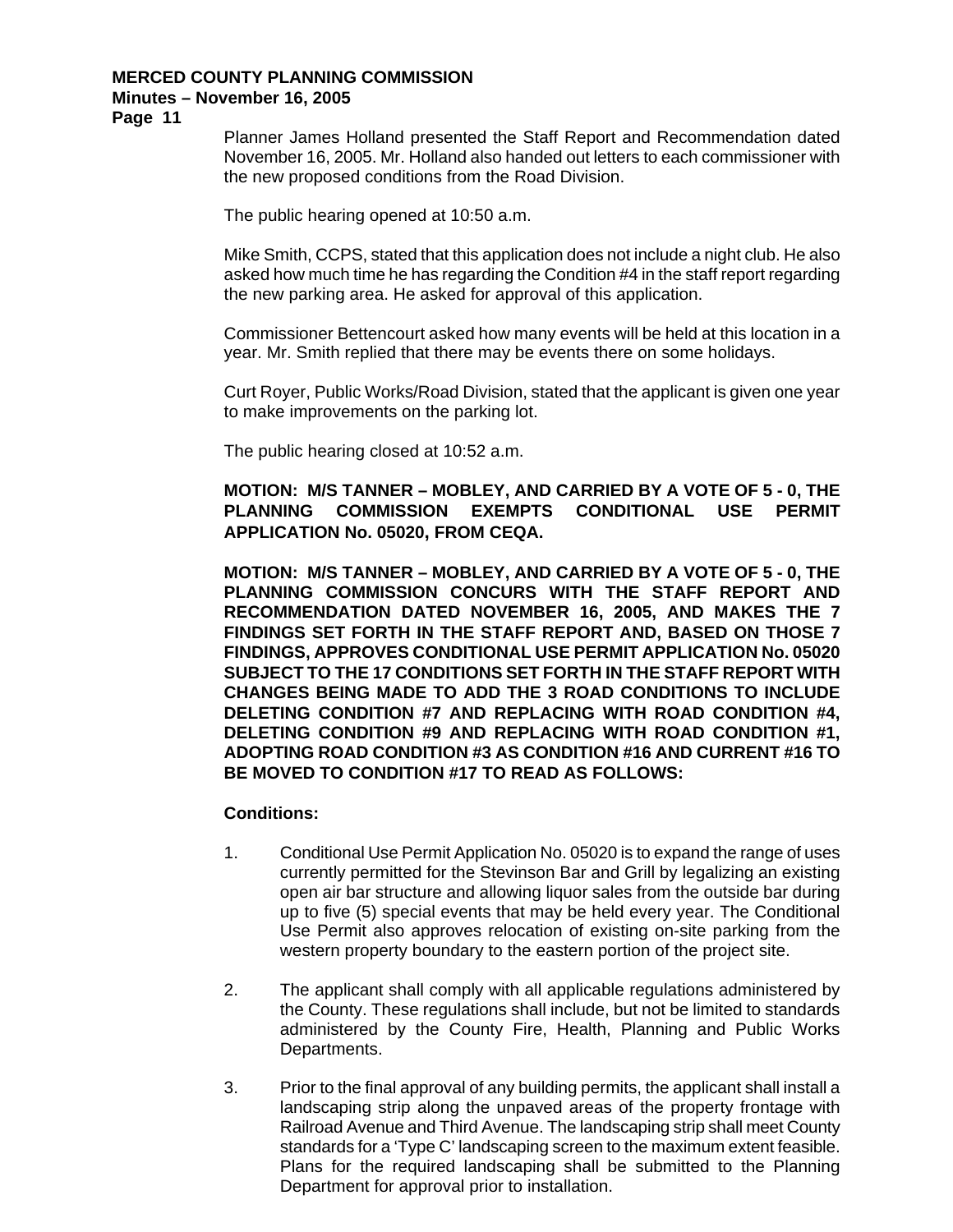Planner James Holland presented the Staff Report and Recommendation dated November 16, 2005. Mr. Holland also handed out letters to each commissioner with the new proposed conditions from the Road Division.

The public hearing opened at 10:50 a.m.

Mike Smith, CCPS, stated that this application does not include a night club. He also asked how much time he has regarding the Condition #4 in the staff report regarding the new parking area. He asked for approval of this application.

Commissioner Bettencourt asked how many events will be held at this location in a year. Mr. Smith replied that there may be events there on some holidays.

Curt Royer, Public Works/Road Division, stated that the applicant is given one year to make improvements on the parking lot.

The public hearing closed at 10:52 a.m.

**MOTION: M/S TANNER – MOBLEY, AND CARRIED BY A VOTE OF 5 - 0, THE PLANNING COMMISSION EXEMPTS CONDITIONAL USE PERMIT APPLICATION No. 05020, FROM CEQA.**

**MOTION: M/S TANNER – MOBLEY, AND CARRIED BY A VOTE OF 5 - 0, THE PLANNING COMMISSION CONCURS WITH THE STAFF REPORT AND RECOMMENDATION DATED NOVEMBER 16, 2005, AND MAKES THE 7 FINDINGS SET FORTH IN THE STAFF REPORT AND, BASED ON THOSE 7 FINDINGS, APPROVES CONDITIONAL USE PERMIT APPLICATION No. 05020 SUBJECT TO THE 17 CONDITIONS SET FORTH IN THE STAFF REPORT WITH CHANGES BEING MADE TO ADD THE 3 ROAD CONDITIONS TO INCLUDE DELETING CONDITION #7 AND REPLACING WITH ROAD CONDITION #4, DELETING CONDITION #9 AND REPLACING WITH ROAD CONDITION #1, ADOPTING ROAD CONDITION #3 AS CONDITION #16 AND CURRENT #16 TO BE MOVED TO CONDITION #17 TO READ AS FOLLOWS:**

**Conditions:**

1. Conditional Use Permit Application No. 05020 is to expand the range of uses currently permitted for the Stevinson Bar and Grill by legalizing an existing open air bar structure and allowing liquor sales from the outside bar during up to five (5) special events that may be held every year. The Conditional Use Permit also approves relocation of existing on-site parking from the western property boundary to the eastern portion of the project site.

2. The applicant shall comply with all applicable regulations administered by the County. These regulations shall include, but not be limited to standards administered by the County Fire, Health, Planning and Public Works Departments.

3. Prior to the final approval of any building permits, the applicant shall install a landscaping strip along the unpaved areas of the property frontage with Railroad Avenue and Third Avenue. The landscaping strip shall meet County standards for a 'Type C' landscaping screen to the maximum extent feasible. Plans for the required landscaping shall be submitted to the Planning Department for approval prior to installation.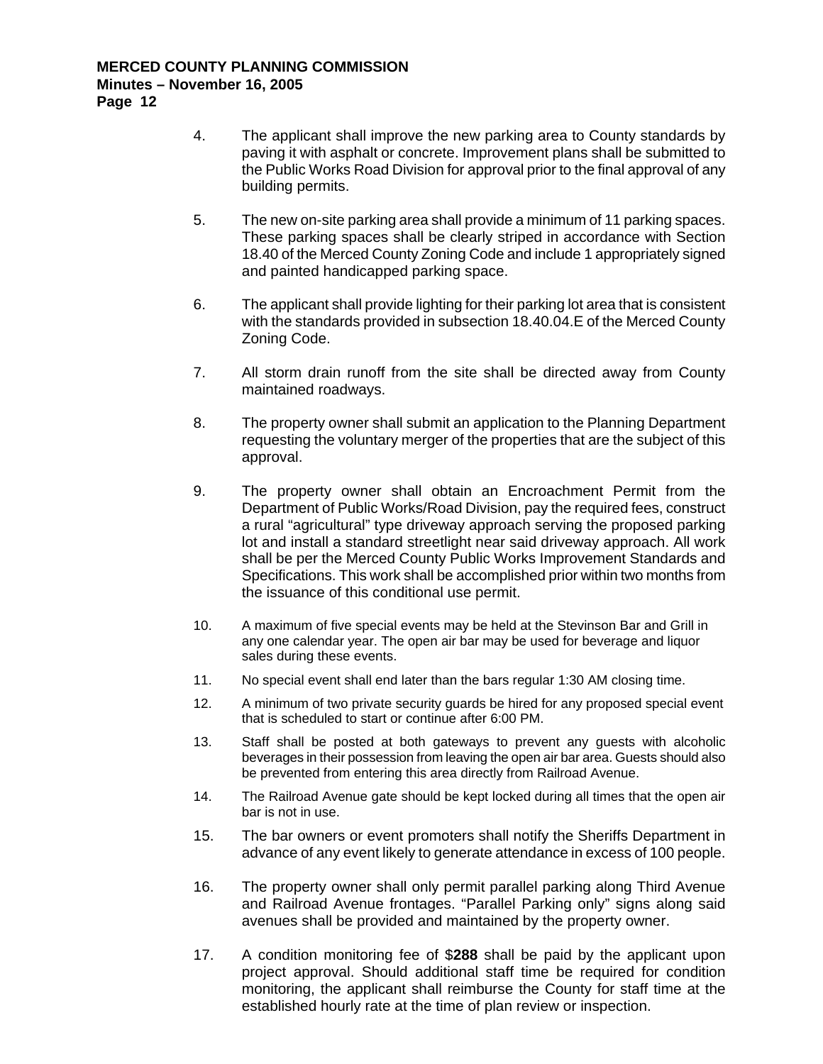4. The applicant shall improve the new parking area to County standards by paving it with asphalt or concrete. Improvement plans shall be submitted to the Public Works Road Division for approval prior to the final approval of any building permits.

5. The new on-site parking area shall provide a minimum of 11 parking spaces. These parking spaces shall be clearly striped in accordance with Section 18.40 of the Merced County Zoning Code and include 1 appropriately signed and painted handicapped parking space.

6. The applicant shall provide lighting for their parking lot area that is consistent with the standards provided in subsection 18.40.04.E of the Merced County Zoning Code.

7. All storm drain runoff from the site shall be directed away from County maintained roadways.

8. The property owner shall submit an application to the Planning Department requesting the voluntary merger of the properties that are the subject of this approval.

9. The property owner shall obtain an Encroachment Permit from the Department of Public Works/Road Division, pay the required fees, construct a rural "agricultural" type driveway approach serving the proposed parking lot and install a standard streetlight near said driveway approach. All work shall be per the Merced County Public Works Improvement Standards and Specifications. This work shall be accomplished prior within two months from the issuance of this conditional use permit.

10. A maximum of five special events may be held at the Stevinson Bar and Grill in any one calendar year. The open air bar may be used for beverage and liquor sales during these events.

11. No special event shall end later than the bars regular 1:30 AM closing time.

12. A minimum of two private security guards be hired for any proposed special event that is scheduled to start or continue after 6:00 PM.

13. Staff shall be posted at both gateways to prevent any guests with alcoholic beverages in their possession from leaving the open air bar area. Guests should also be prevented from entering this area directly from Railroad Avenue.

14. The Railroad Avenue gate should be kept locked during all times that the open air bar is not in use.

15. The bar owners or event promoters shall notify the Sheriffs Department in advance of any event likely to generate attendance in excess of 100 people.

16. The property owner shall only permit parallel parking along Third Avenue and Railroad Avenue frontages. "Parallel Parking only" signs along said avenues shall be provided and maintained by the property owner.

17. A condition monitoring fee of $**288** shall be paid by the applicant upon project approval. Should additional staff time be required for condition monitoring, the applicant shall reimburse the County for staff time at the established hourly rate at the time of plan review or inspection.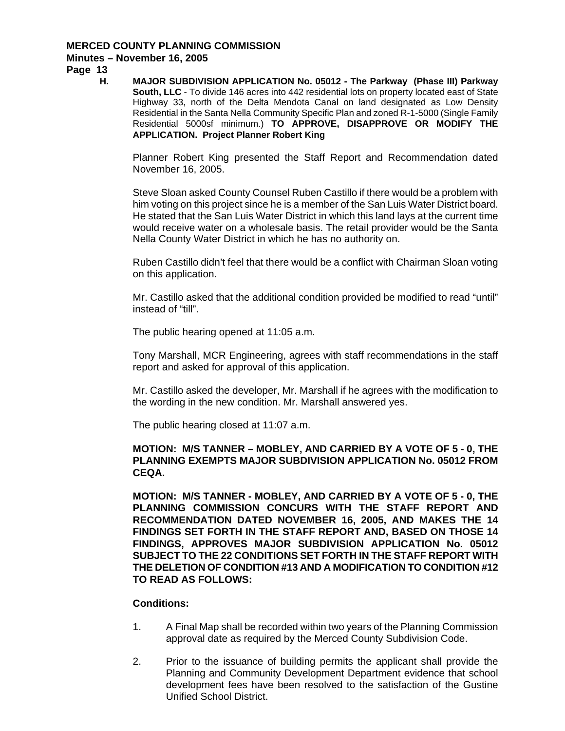**H. MAJOR SUBDIVISION APPLICATION No. 05012 - The Parkway (Phase III) Parkway South, LLC** - To divide 146 acres into 442 residential lots on property located east of State Highway 33, north of the Delta Mendota Canal on land designated as Low Density Residential in the Santa Nella Community Specific Plan and zoned R-1-5000 (Single Family Residential 5000sf minimum.) **TO APPROVE, DISAPPROVE OR MODIFY THE APPLICATION. Project Planner Robert King**

Planner Robert King presented the Staff Report and Recommendation dated November 16, 2005.

Steve Sloan asked County Counsel Ruben Castillo if there would be a problem with him voting on this project since he is a member of the San Luis Water District board. He stated that the San Luis Water District in which this land lays at the current time would receive water on a wholesale basis. The retail provider would be the Santa Nella County Water District in which he has no authority on.

Ruben Castillo didn't feel that there would be a conflict with Chairman Sloan voting on this application.

Mr. Castillo asked that the additional condition provided be modified to read "until" instead of "till".

The public hearing opened at 11:05 a.m.

Tony Marshall, MCR Engineering, agrees with staff recommendations in the staff report and asked for approval of this application.

Mr. Castillo asked the developer, Mr. Marshall if he agrees with the modification to the wording in the new condition. Mr. Marshall answered yes.

The public hearing closed at 11:07 a.m.

**MOTION: M/S TANNER – MOBLEY, AND CARRIED BY A VOTE OF 5 - 0, THE PLANNING EXEMPTS MAJOR SUBDIVISION APPLICATION No. 05012 FROM CEQA.**

**MOTION: M/S TANNER - MOBLEY, AND CARRIED BY A VOTE OF 5 - 0, THE PLANNING COMMISSION CONCURS WITH THE STAFF REPORT AND RECOMMENDATION DATED NOVEMBER 16, 2005, AND MAKES THE 14 FINDINGS SET FORTH IN THE STAFF REPORT AND, BASED ON THOSE 14 FINDINGS, APPROVES MAJOR SUBDIVISION APPLICATION No. 05012 SUBJECT TO THE 22 CONDITIONS SET FORTH IN THE STAFF REPORT WITH THE DELETION OF CONDITION #13 AND A MODIFICATION TO CONDITION #12 TO READ AS FOLLOWS:**

**Conditions:**

1. A Final Map shall be recorded within two years of the Planning Commission approval date as required by the Merced County Subdivision Code.

2. Prior to the issuance of building permits the applicant shall provide the Planning and Community Development Department evidence that school development fees have been resolved to the satisfaction of the Gustine Unified School District.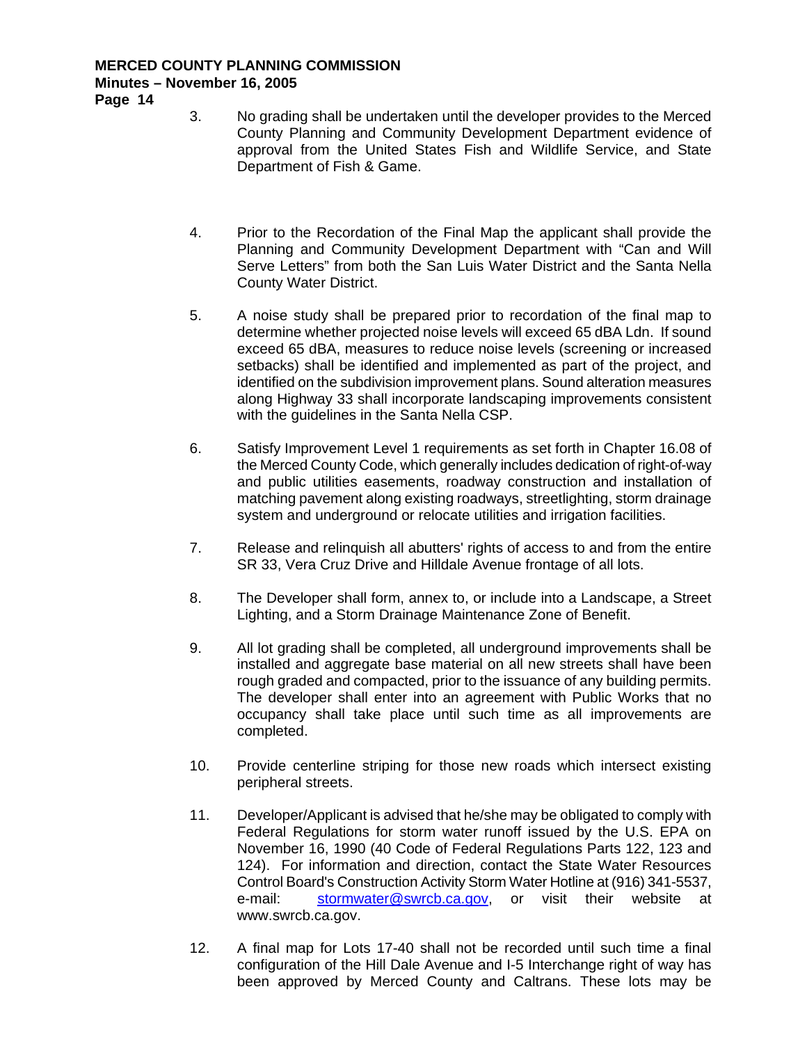3. No grading shall be undertaken until the developer provides to the Merced County Planning and Community Development Department evidence of approval from the United States Fish and Wildlife Service, and State Department of Fish & Game.

4. Prior to the Recordation of the Final Map the applicant shall provide the Planning and Community Development Department with "Can and Will Serve Letters" from both the San Luis Water District and the Santa Nella County Water District.

5. A noise study shall be prepared prior to recordation of the final map to determine whether projected noise levels will exceed 65 dBA Ldn. If sound exceed 65 dBA, measures to reduce noise levels (screening or increased setbacks) shall be identified and implemented as part of the project, and identified on the subdivision improvement plans. Sound alteration measures along Highway 33 shall incorporate landscaping improvements consistent with the guidelines in the Santa Nella CSP.

6. Satisfy Improvement Level 1 requirements as set forth in Chapter 16.08 of the Merced County Code, which generally includes dedication of right-of-way and public utilities easements, roadway construction and installation of matching pavement along existing roadways, streetlighting, storm drainage system and underground or relocate utilities and irrigation facilities.

7. Release and relinquish all abutters' rights of access to and from the entire SR 33, Vera Cruz Drive and Hilldale Avenue frontage of all lots.

8. The Developer shall form, annex to, or include into a Landscape, a Street Lighting, and a Storm Drainage Maintenance Zone of Benefit.

9. All lot grading shall be completed, all underground improvements shall be installed and aggregate base material on all new streets shall have been rough graded and compacted, prior to the issuance of any building permits. The developer shall enter into an agreement with Public Works that no occupancy shall take place until such time as all improvements are completed.

10. Provide centerline striping for those new roads which intersect existing peripheral streets.

11. Developer/Applicant is advised that he/she may be obligated to comply with Federal Regulations for storm water runoff issued by the U.S. EPA on November 16, 1990 (40 Code of Federal Regulations Parts 122, 123 and 124). For information and direction, contact the State Water Resources Control Board's Construction Activity Storm Water Hotline at (916) 341-5537, e-mail: stormwater@swrcb.ca.gov, or visit their website at www.swrcb.ca.gov.

12. A final map for Lots 17-40 shall not be recorded until such time a final configuration of the Hill Dale Avenue and I-5 Interchange right of way has been approved by Merced County and Caltrans. These lots may be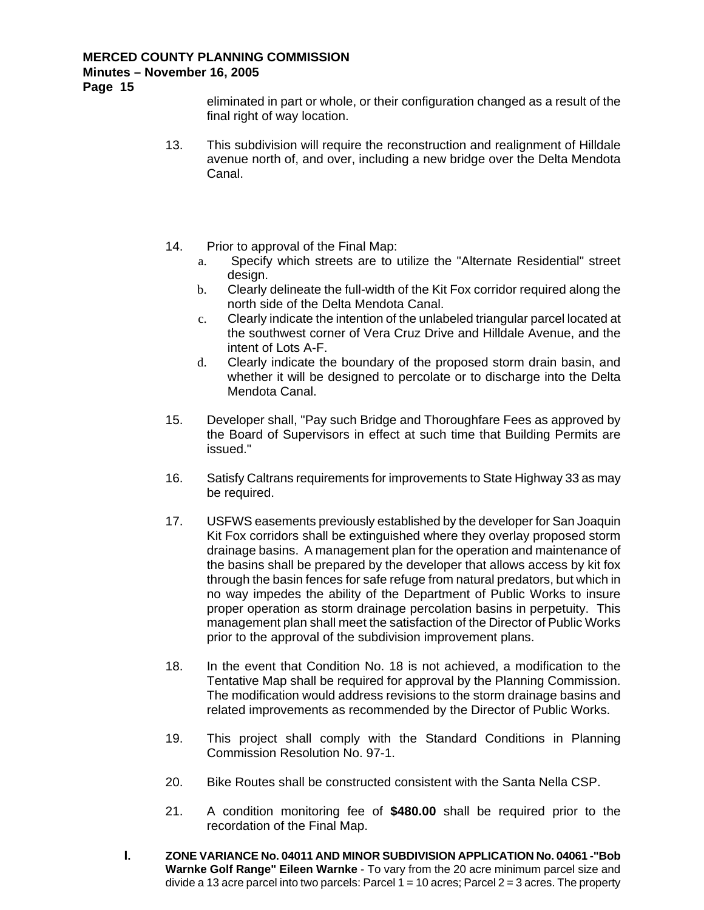eliminated in part or whole, or their configuration changed as a result of the final right of way location.

13. This subdivision will require the reconstruction and realignment of Hilldale avenue north of, and over, including a new bridge over the Delta Mendota Canal.

14. Prior to approval of the Final Map:
    a. Specify which streets are to utilize the "Alternate Residential" street design.
    b. Clearly delineate the full-width of the Kit Fox corridor required along the north side of the Delta Mendota Canal.
    c. Clearly indicate the intention of the unlabeled triangular parcel located at the southwest corner of Vera Cruz Drive and Hilldale Avenue, and the intent of Lots A-F.
    d. Clearly indicate the boundary of the proposed storm drain basin, and whether it will be designed to percolate or to discharge into the Delta Mendota Canal.

15. Developer shall, "Pay such Bridge and Thoroughfare Fees as approved by the Board of Supervisors in effect at such time that Building Permits are issued."

16. Satisfy Caltrans requirements for improvements to State Highway 33 as may be required.

17. USFWS easements previously established by the developer for San Joaquin Kit Fox corridors shall be extinguished where they overlay proposed storm drainage basins. A management plan for the operation and maintenance of the basins shall be prepared by the developer that allows access by kit fox through the basin fences for safe refuge from natural predators, but which in no way impedes the ability of the Department of Public Works to insure proper operation as storm drainage percolation basins in perpetuity. This management plan shall meet the satisfaction of the Director of Public Works prior to the approval of the subdivision improvement plans.

18. In the event that Condition No. 18 is not achieved, a modification to the Tentative Map shall be required for approval by the Planning Commission. The modification would address revisions to the storm drainage basins and related improvements as recommended by the Director of Public Works.

19. This project shall comply with the Standard Conditions in Planning Commission Resolution No. 97-1.

20. Bike Routes shall be constructed consistent with the Santa Nella CSP.

21. A condition monitoring fee of **$480.00** shall be required prior to the recordation of the Final Map.

**I.** **ZONE VARIANCE No. 04011 AND MINOR SUBDIVISION APPLICATION No. 04061 -"Bob Warnke Golf Range" Eileen Warnke** - To vary from the 20 acre minimum parcel size and divide a 13 acre parcel into two parcels: Parcel 1 = 10 acres; Parcel 2 = 3 acres. The property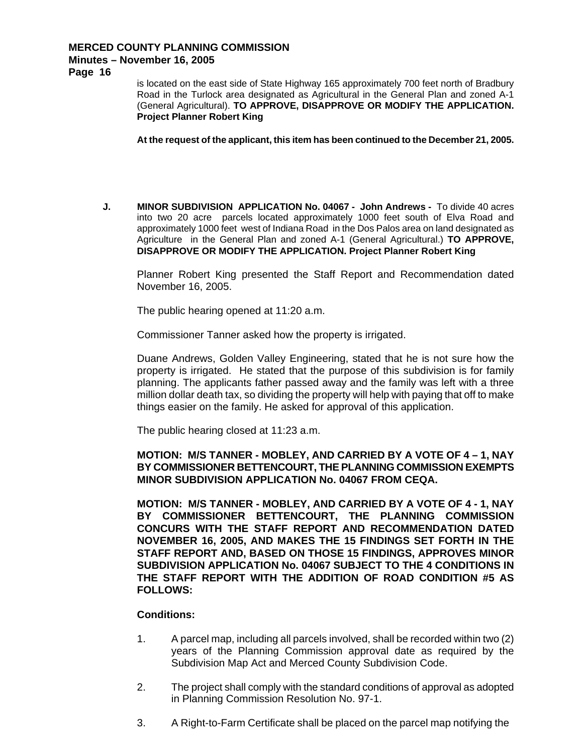is located on the east side of State Highway 165 approximately 700 feet north of Bradbury Road in the Turlock area designated as Agricultural in the General Plan and zoned A-1 (General Agricultural). **TO APPROVE, DISAPPROVE OR MODIFY THE APPLICATION. Project Planner Robert King**

**At the request of the applicant, this item has been continued to the December 21, 2005.**

**J. MINOR SUBDIVISION APPLICATION No. 04067 - John Andrews -** To divide 40 acres into two 20 acre parcels located approximately 1000 feet south of Elva Road and approximately 1000 feet west of Indiana Road in the Dos Palos area on land designated as Agriculture in the General Plan and zoned A-1 (General Agricultural.) **TO APPROVE, DISAPPROVE OR MODIFY THE APPLICATION. Project Planner Robert King**

Planner Robert King presented the Staff Report and Recommendation dated November 16, 2005.

The public hearing opened at 11:20 a.m.

Commissioner Tanner asked how the property is irrigated.

Duane Andrews, Golden Valley Engineering, stated that he is not sure how the property is irrigated. He stated that the purpose of this subdivision is for family planning. The applicants father passed away and the family was left with a three million dollar death tax, so dividing the property will help with paying that off to make things easier on the family. He asked for approval of this application.

The public hearing closed at 11:23 a.m.

**MOTION: M/S TANNER - MOBLEY, AND CARRIED BY A VOTE OF 4 – 1, NAY BY COMMISSIONER BETTENCOURT, THE PLANNING COMMISSION EXEMPTS MINOR SUBDIVISION APPLICATION No. 04067 FROM CEQA.**

**MOTION: M/S TANNER - MOBLEY, AND CARRIED BY A VOTE OF 4 - 1, NAY BY COMMISSIONER BETTENCOURT, THE PLANNING COMMISSION CONCURS WITH THE STAFF REPORT AND RECOMMENDATION DATED NOVEMBER 16, 2005, AND MAKES THE 15 FINDINGS SET FORTH IN THE STAFF REPORT AND, BASED ON THOSE 15 FINDINGS, APPROVES MINOR SUBDIVISION APPLICATION No. 04067 SUBJECT TO THE 4 CONDITIONS IN THE STAFF REPORT WITH THE ADDITION OF ROAD CONDITION #5 AS FOLLOWS:**

**Conditions:**

1. A parcel map, including all parcels involved, shall be recorded within two (2) years of the Planning Commission approval date as required by the Subdivision Map Act and Merced County Subdivision Code.

2. The project shall comply with the standard conditions of approval as adopted in Planning Commission Resolution No. 97-1.

3. A Right-to-Farm Certificate shall be placed on the parcel map notifying the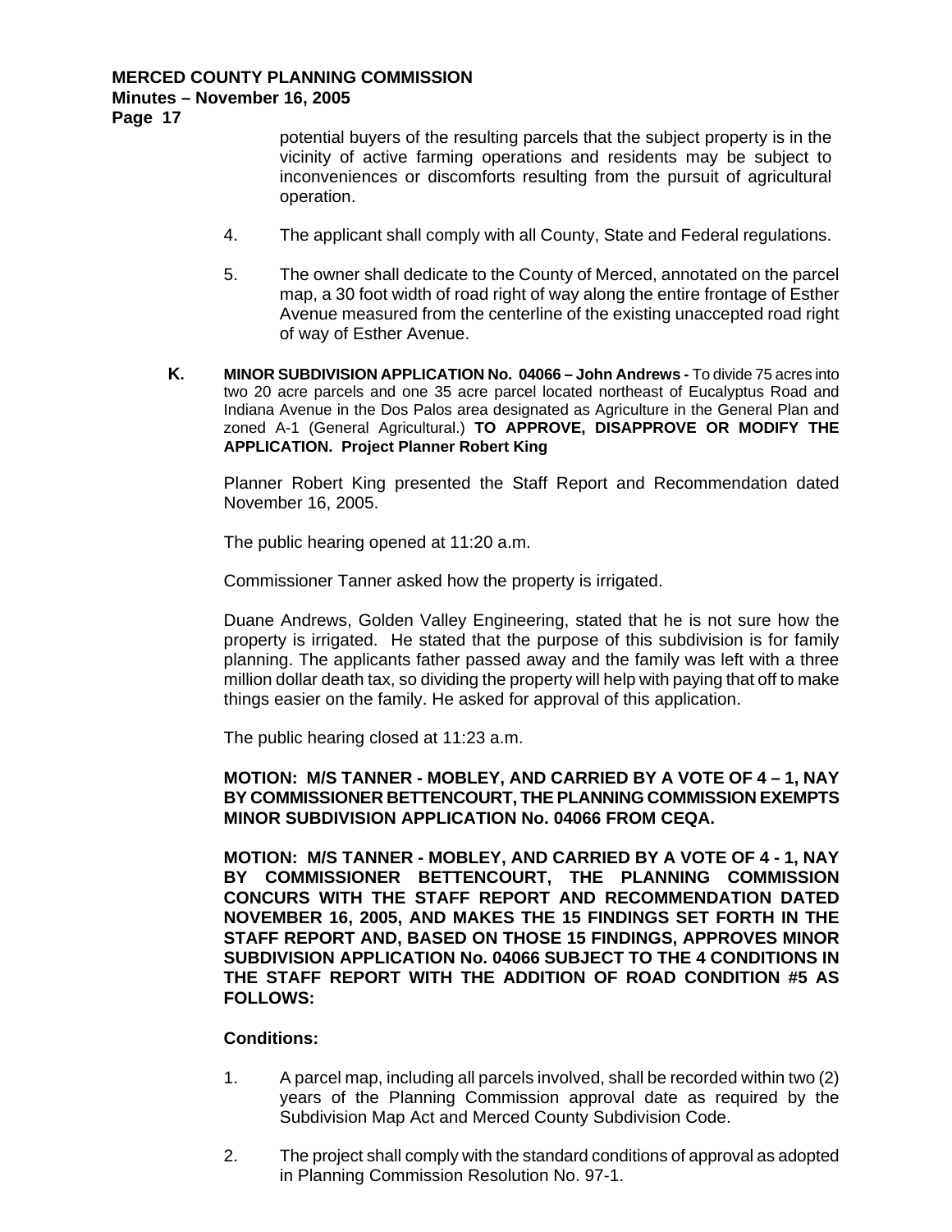potential buyers of the resulting parcels that the subject property is in the vicinity of active farming operations and residents may be subject to inconveniences or discomforts resulting from the pursuit of agricultural operation.

4. The applicant shall comply with all County, State and Federal regulations.

5. The owner shall dedicate to the County of Merced, annotated on the parcel map, a 30 foot width of road right of way along the entire frontage of Esther Avenue measured from the centerline of the existing unaccepted road right of way of Esther Avenue.

**K. MINOR SUBDIVISION APPLICATION No. 04066 – John Andrews -** To divide 75 acres into two 20 acre parcels and one 35 acre parcel located northeast of Eucalyptus Road and Indiana Avenue in the Dos Palos area designated as Agriculture in the General Plan and zoned A-1 (General Agricultural.) **TO APPROVE, DISAPPROVE OR MODIFY THE APPLICATION. Project Planner Robert King**

Planner Robert King presented the Staff Report and Recommendation dated November 16, 2005.

The public hearing opened at 11:20 a.m.

Commissioner Tanner asked how the property is irrigated.

Duane Andrews, Golden Valley Engineering, stated that he is not sure how the property is irrigated. He stated that the purpose of this subdivision is for family planning. The applicants father passed away and the family was left with a three million dollar death tax, so dividing the property will help with paying that off to make things easier on the family. He asked for approval of this application.

The public hearing closed at 11:23 a.m.

**MOTION: M/S TANNER - MOBLEY, AND CARRIED BY A VOTE OF 4 – 1, NAY BY COMMISSIONER BETTENCOURT, THE PLANNING COMMISSION EXEMPTS MINOR SUBDIVISION APPLICATION No. 04066 FROM CEQA.**

**MOTION: M/S TANNER - MOBLEY, AND CARRIED BY A VOTE OF 4 - 1, NAY BY COMMISSIONER BETTENCOURT, THE PLANNING COMMISSION CONCURS WITH THE STAFF REPORT AND RECOMMENDATION DATED NOVEMBER 16, 2005, AND MAKES THE 15 FINDINGS SET FORTH IN THE STAFF REPORT AND, BASED ON THOSE 15 FINDINGS, APPROVES MINOR SUBDIVISION APPLICATION No. 04066 SUBJECT TO THE 4 CONDITIONS IN THE STAFF REPORT WITH THE ADDITION OF ROAD CONDITION #5 AS FOLLOWS:**

**Conditions:**

1. A parcel map, including all parcels involved, shall be recorded within two (2) years of the Planning Commission approval date as required by the Subdivision Map Act and Merced County Subdivision Code.

2. The project shall comply with the standard conditions of approval as adopted in Planning Commission Resolution No. 97-1.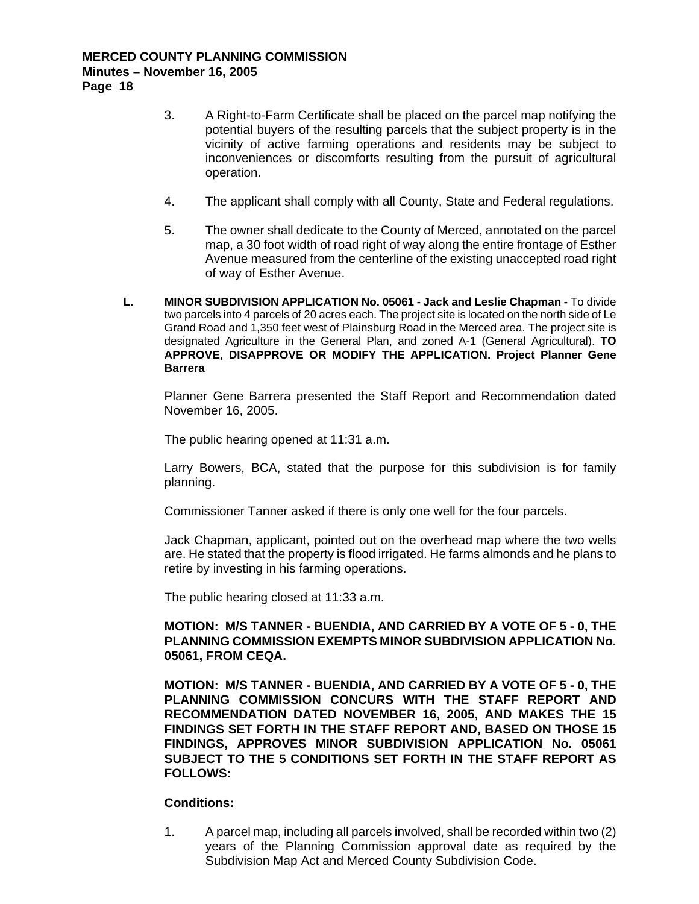3. A Right-to-Farm Certificate shall be placed on the parcel map notifying the potential buyers of the resulting parcels that the subject property is in the vicinity of active farming operations and residents may be subject to inconveniences or discomforts resulting from the pursuit of agricultural operation.

4. The applicant shall comply with all County, State and Federal regulations.

5. The owner shall dedicate to the County of Merced, annotated on the parcel map, a 30 foot width of road right of way along the entire frontage of Esther Avenue measured from the centerline of the existing unaccepted road right of way of Esther Avenue.

**L. MINOR SUBDIVISION APPLICATION No. 05061 - Jack and Leslie Chapman -** To divide two parcels into 4 parcels of 20 acres each. The project site is located on the north side of Le Grand Road and 1,350 feet west of Plainsburg Road in the Merced area. The project site is designated Agriculture in the General Plan, and zoned A-1 (General Agricultural). **TO APPROVE, DISAPPROVE OR MODIFY THE APPLICATION. Project Planner Gene Barrera**

Planner Gene Barrera presented the Staff Report and Recommendation dated November 16, 2005.

The public hearing opened at 11:31 a.m.

Larry Bowers, BCA, stated that the purpose for this subdivision is for family planning.

Commissioner Tanner asked if there is only one well for the four parcels.

Jack Chapman, applicant, pointed out on the overhead map where the two wells are. He stated that the property is flood irrigated. He farms almonds and he plans to retire by investing in his farming operations.

The public hearing closed at 11:33 a.m.

**MOTION: M/S TANNER - BUENDIA, AND CARRIED BY A VOTE OF 5 - 0, THE PLANNING COMMISSION EXEMPTS MINOR SUBDIVISION APPLICATION No. 05061, FROM CEQA.**

**MOTION: M/S TANNER - BUENDIA, AND CARRIED BY A VOTE OF 5 - 0, THE PLANNING COMMISSION CONCURS WITH THE STAFF REPORT AND RECOMMENDATION DATED NOVEMBER 16, 2005, AND MAKES THE 15 FINDINGS SET FORTH IN THE STAFF REPORT AND, BASED ON THOSE 15 FINDINGS, APPROVES MINOR SUBDIVISION APPLICATION No. 05061 SUBJECT TO THE 5 CONDITIONS SET FORTH IN THE STAFF REPORT AS FOLLOWS:**

**Conditions:**

1. A parcel map, including all parcels involved, shall be recorded within two (2) years of the Planning Commission approval date as required by the Subdivision Map Act and Merced County Subdivision Code.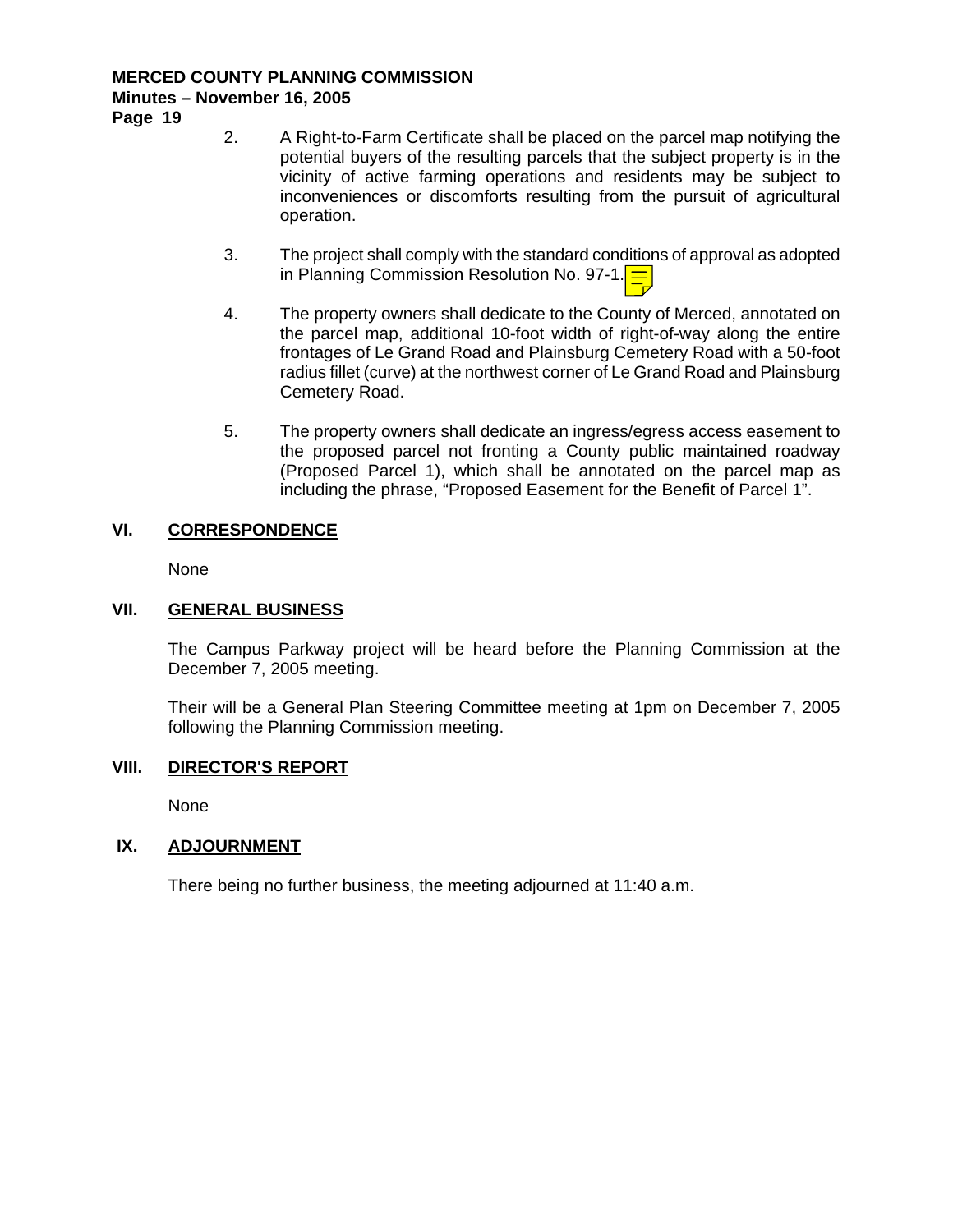2. A Right-to-Farm Certificate shall be placed on the parcel map notifying the potential buyers of the resulting parcels that the subject property is in the vicinity of active farming operations and residents may be subject to inconveniences or discomforts resulting from the pursuit of agricultural operation.

3. The project shall comply with the standard conditions of approval as adopted in Planning Commission Resolution No. 97-1.

4. The property owners shall dedicate to the County of Merced, annotated on the parcel map, additional 10-foot width of right-of-way along the entire frontages of Le Grand Road and Plainsburg Cemetery Road with a 50-foot radius fillet (curve) at the northwest corner of Le Grand Road and Plainsburg Cemetery Road.

5. The property owners shall dedicate an ingress/egress access easement to the proposed parcel not fronting a County public maintained roadway (Proposed Parcel 1), which shall be annotated on the parcel map as including the phrase, "Proposed Easement for the Benefit of Parcel 1".

## VI. CORRESPONDENCE

None

## VII. GENERAL BUSINESS

The Campus Parkway project will be heard before the Planning Commission at the December 7, 2005 meeting.

Their will be a General Plan Steering Committee meeting at 1pm on December 7, 2005 following the Planning Commission meeting.

## VIII. DIRECTOR'S REPORT

None

## IX. ADJOURNMENT

There being no further business, the meeting adjourned at 11:40 a.m.